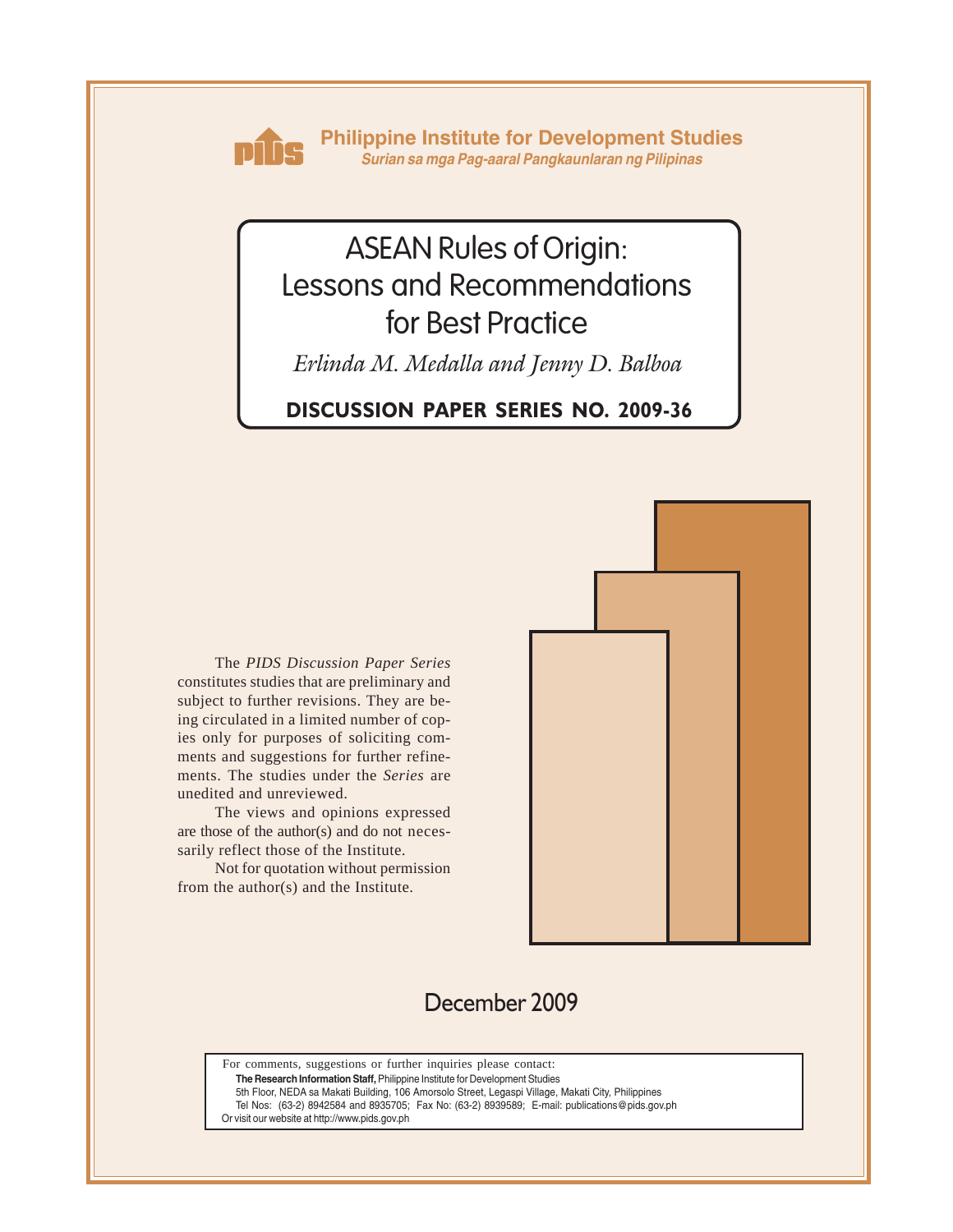**Philippine Institute for Development Studies**

*Surian sa mga Pag-aaral Pangkaunlaran ng Pilipinas*

# ASEAN Rules of Origin: Lessons and Recommendations for Best Practice

*Erlinda M. Medalla and Jenny D. Balboa*

**DISCUSSION PAPER SERIES NO. 2009-36**

The *PIDS Discussion Paper Series* constitutes studies that are preliminary and subject to further revisions. They are being circulated in a limited number of copies only for purposes of soliciting comments and suggestions for further refinements. The studies under the *Series* are unedited and unreviewed.

The views and opinions expressed are those of the author(s) and do not necessarily reflect those of the Institute.

Not for quotation without permission from the author(s) and the Institute.

December 2009

For comments, suggestions or further inquiries please contact:
**The Research Information Staff,** Philippine Institute for Development Studies
5th Floor, NEDA sa Makati Building, 106 Amorsolo Street, Legaspi Village, Makati City, Philippines
Tel Nos: (63-2) 8942584 and 8935705; Fax No: (63-2) 8939589; E-mail: publications@pids.gov.ph
Or visit our website at http://www.pids.gov.ph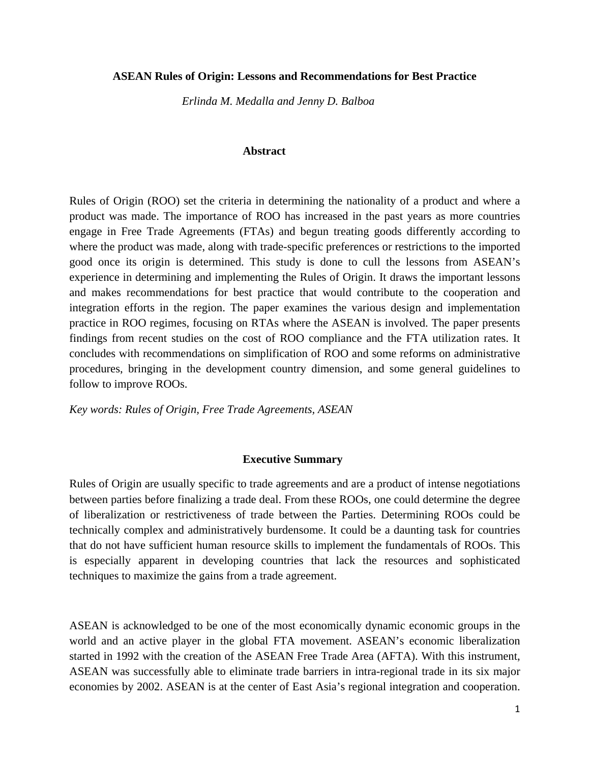**ASEAN Rules of Origin: Lessons and Recommendations for Best Practice**

*Erlinda M. Medalla and Jenny D. Balboa*

## Abstract

Rules of Origin (ROO) set the criteria in determining the nationality of a product and where a product was made. The importance of ROO has increased in the past years as more countries engage in Free Trade Agreements (FTAs) and begun treating goods differently according to where the product was made, along with trade-specific preferences or restrictions to the imported good once its origin is determined. This study is done to cull the lessons from ASEAN's experience in determining and implementing the Rules of Origin. It draws the important lessons and makes recommendations for best practice that would contribute to the cooperation and integration efforts in the region. The paper examines the various design and implementation practice in ROO regimes, focusing on RTAs where the ASEAN is involved. The paper presents findings from recent studies on the cost of ROO compliance and the FTA utilization rates. It concludes with recommendations on simplification of ROO and some reforms on administrative procedures, bringing in the development country dimension, and some general guidelines to follow to improve ROOs.

*Key words: Rules of Origin, Free Trade Agreements, ASEAN*

## Executive Summary

Rules of Origin are usually specific to trade agreements and are a product of intense negotiations between parties before finalizing a trade deal. From these ROOs, one could determine the degree of liberalization or restrictiveness of trade between the Parties. Determining ROOs could be technically complex and administratively burdensome. It could be a daunting task for countries that do not have sufficient human resource skills to implement the fundamentals of ROOs. This is especially apparent in developing countries that lack the resources and sophisticated techniques to maximize the gains from a trade agreement.

ASEAN is acknowledged to be one of the most economically dynamic economic groups in the world and an active player in the global FTA movement. ASEAN's economic liberalization started in 1992 with the creation of the ASEAN Free Trade Area (AFTA). With this instrument, ASEAN was successfully able to eliminate trade barriers in intra-regional trade in its six major economies by 2002. ASEAN is at the center of East Asia's regional integration and cooperation.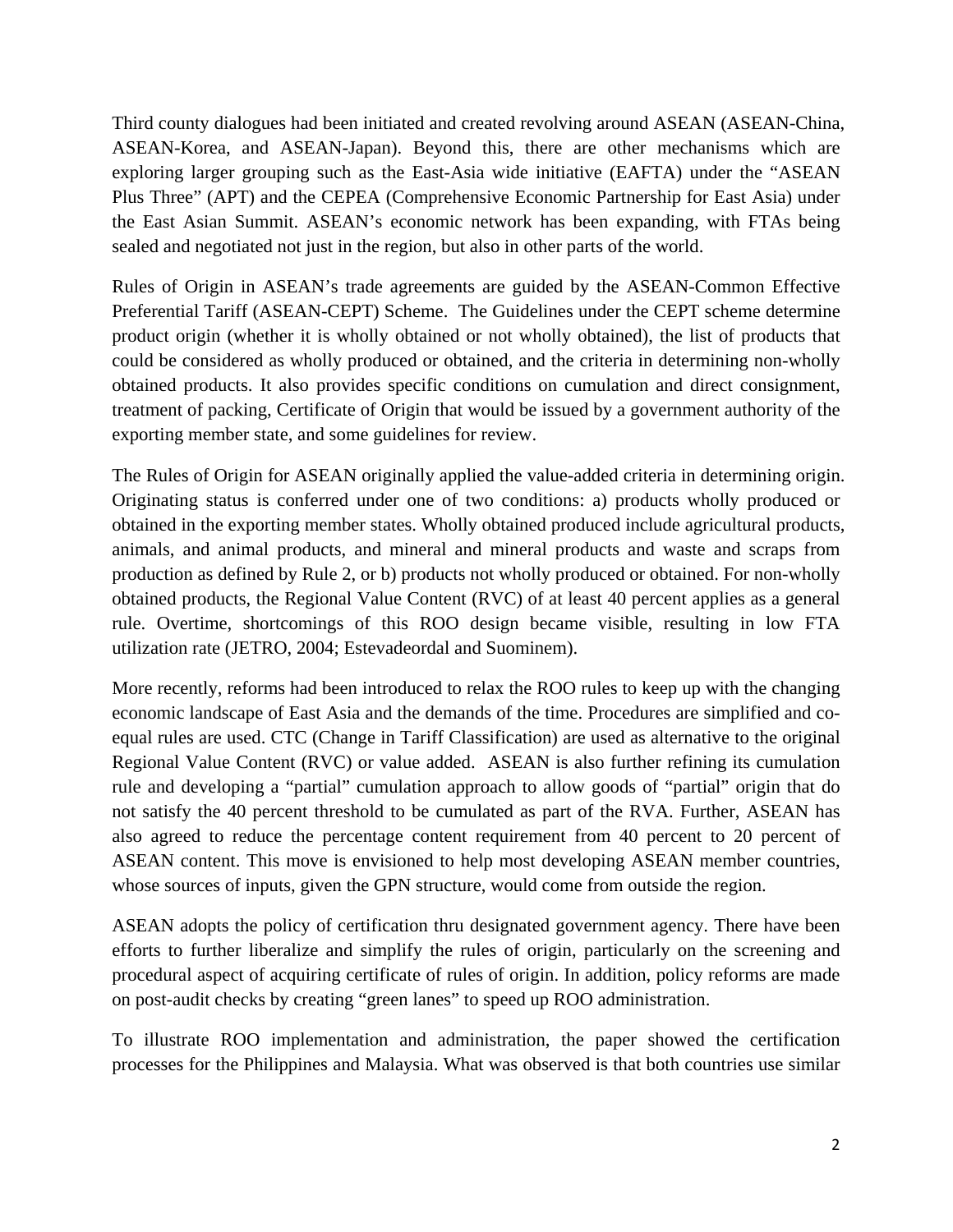Third county dialogues had been initiated and created revolving around ASEAN (ASEAN-China, ASEAN-Korea, and ASEAN-Japan). Beyond this, there are other mechanisms which are exploring larger grouping such as the East-Asia wide initiative (EAFTA) under the "ASEAN Plus Three" (APT) and the CEPEA (Comprehensive Economic Partnership for East Asia) under the East Asian Summit. ASEAN's economic network has been expanding, with FTAs being sealed and negotiated not just in the region, but also in other parts of the world.

Rules of Origin in ASEAN's trade agreements are guided by the ASEAN-Common Effective Preferential Tariff (ASEAN-CEPT) Scheme. The Guidelines under the CEPT scheme determine product origin (whether it is wholly obtained or not wholly obtained), the list of products that could be considered as wholly produced or obtained, and the criteria in determining non-wholly obtained products. It also provides specific conditions on cumulation and direct consignment, treatment of packing, Certificate of Origin that would be issued by a government authority of the exporting member state, and some guidelines for review.

The Rules of Origin for ASEAN originally applied the value-added criteria in determining origin. Originating status is conferred under one of two conditions: a) products wholly produced or obtained in the exporting member states. Wholly obtained produced include agricultural products, animals, and animal products, and mineral and mineral products and waste and scraps from production as defined by Rule 2, or b) products not wholly produced or obtained. For non-wholly obtained products, the Regional Value Content (RVC) of at least 40 percent applies as a general rule. Overtime, shortcomings of this ROO design became visible, resulting in low FTA utilization rate (JETRO, 2004; Estevadeordal and Suominem).

More recently, reforms had been introduced to relax the ROO rules to keep up with the changing economic landscape of East Asia and the demands of the time. Procedures are simplified and co-equal rules are used. CTC (Change in Tariff Classification) are used as alternative to the original Regional Value Content (RVC) or value added. ASEAN is also further refining its cumulation rule and developing a "partial" cumulation approach to allow goods of "partial" origin that do not satisfy the 40 percent threshold to be cumulated as part of the RVA. Further, ASEAN has also agreed to reduce the percentage content requirement from 40 percent to 20 percent of ASEAN content. This move is envisioned to help most developing ASEAN member countries, whose sources of inputs, given the GPN structure, would come from outside the region.

ASEAN adopts the policy of certification thru designated government agency. There have been efforts to further liberalize and simplify the rules of origin, particularly on the screening and procedural aspect of acquiring certificate of rules of origin. In addition, policy reforms are made on post-audit checks by creating "green lanes" to speed up ROO administration.

To illustrate ROO implementation and administration, the paper showed the certification processes for the Philippines and Malaysia. What was observed is that both countries use similar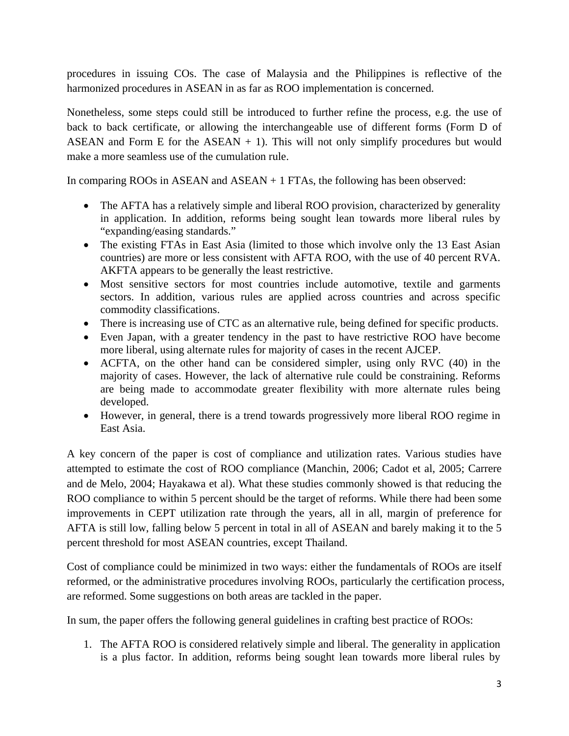procedures in issuing COs. The case of Malaysia and the Philippines is reflective of the harmonized procedures in ASEAN in as far as ROO implementation is concerned.

Nonetheless, some steps could still be introduced to further refine the process, e.g. the use of back to back certificate, or allowing the interchangeable use of different forms (Form D of ASEAN and Form E for the ASEAN + 1). This will not only simplify procedures but would make a more seamless use of the cumulation rule.

In comparing ROOs in ASEAN and ASEAN + 1 FTAs, the following has been observed:

- The AFTA has a relatively simple and liberal ROO provision, characterized by generality in application. In addition, reforms being sought lean towards more liberal rules by "expanding/easing standards."
- The existing FTAs in East Asia (limited to those which involve only the 13 East Asian countries) are more or less consistent with AFTA ROO, with the use of 40 percent RVA. AKFTA appears to be generally the least restrictive.
- Most sensitive sectors for most countries include automotive, textile and garments sectors. In addition, various rules are applied across countries and across specific commodity classifications.
- There is increasing use of CTC as an alternative rule, being defined for specific products.
- Even Japan, with a greater tendency in the past to have restrictive ROO have become more liberal, using alternate rules for majority of cases in the recent AJCEP.
- ACFTA, on the other hand can be considered simpler, using only RVC (40) in the majority of cases. However, the lack of alternative rule could be constraining. Reforms are being made to accommodate greater flexibility with more alternate rules being developed.
- However, in general, there is a trend towards progressively more liberal ROO regime in East Asia.

A key concern of the paper is cost of compliance and utilization rates. Various studies have attempted to estimate the cost of ROO compliance (Manchin, 2006; Cadot et al, 2005; Carrere and de Melo, 2004; Hayakawa et al). What these studies commonly showed is that reducing the ROO compliance to within 5 percent should be the target of reforms. While there had been some improvements in CEPT utilization rate through the years, all in all, margin of preference for AFTA is still low, falling below 5 percent in total in all of ASEAN and barely making it to the 5 percent threshold for most ASEAN countries, except Thailand.

Cost of compliance could be minimized in two ways: either the fundamentals of ROOs are itself reformed, or the administrative procedures involving ROOs, particularly the certification process, are reformed. Some suggestions on both areas are tackled in the paper.

In sum, the paper offers the following general guidelines in crafting best practice of ROOs:

1. The AFTA ROO is considered relatively simple and liberal. The generality in application is a plus factor. In addition, reforms being sought lean towards more liberal rules by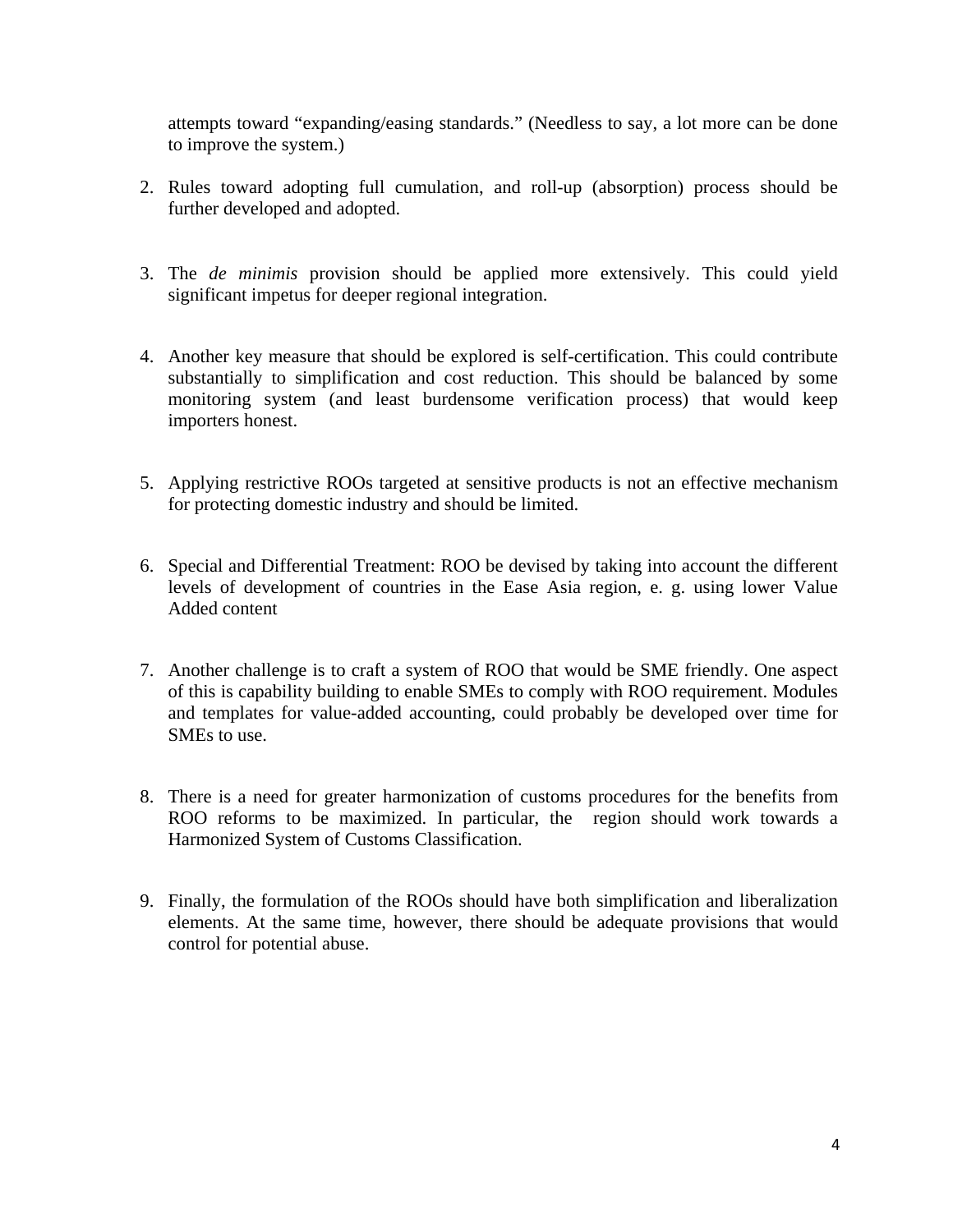attempts toward "expanding/easing standards." (Needless to say, a lot more can be done to improve the system.)

2. Rules toward adopting full cumulation, and roll-up (absorption) process should be further developed and adopted.

3. The *de minimis* provision should be applied more extensively. This could yield significant impetus for deeper regional integration.

4. Another key measure that should be explored is self-certification. This could contribute substantially to simplification and cost reduction. This should be balanced by some monitoring system (and least burdensome verification process) that would keep importers honest.

5. Applying restrictive ROOs targeted at sensitive products is not an effective mechanism for protecting domestic industry and should be limited.

6. Special and Differential Treatment: ROO be devised by taking into account the different levels of development of countries in the Ease Asia region, e. g. using lower Value Added content

7. Another challenge is to craft a system of ROO that would be SME friendly. One aspect of this is capability building to enable SMEs to comply with ROO requirement. Modules and templates for value-added accounting, could probably be developed over time for SMEs to use.

8. There is a need for greater harmonization of customs procedures for the benefits from ROO reforms to be maximized. In particular, the region should work towards a Harmonized System of Customs Classification.

9. Finally, the formulation of the ROOs should have both simplification and liberalization elements. At the same time, however, there should be adequate provisions that would control for potential abuse.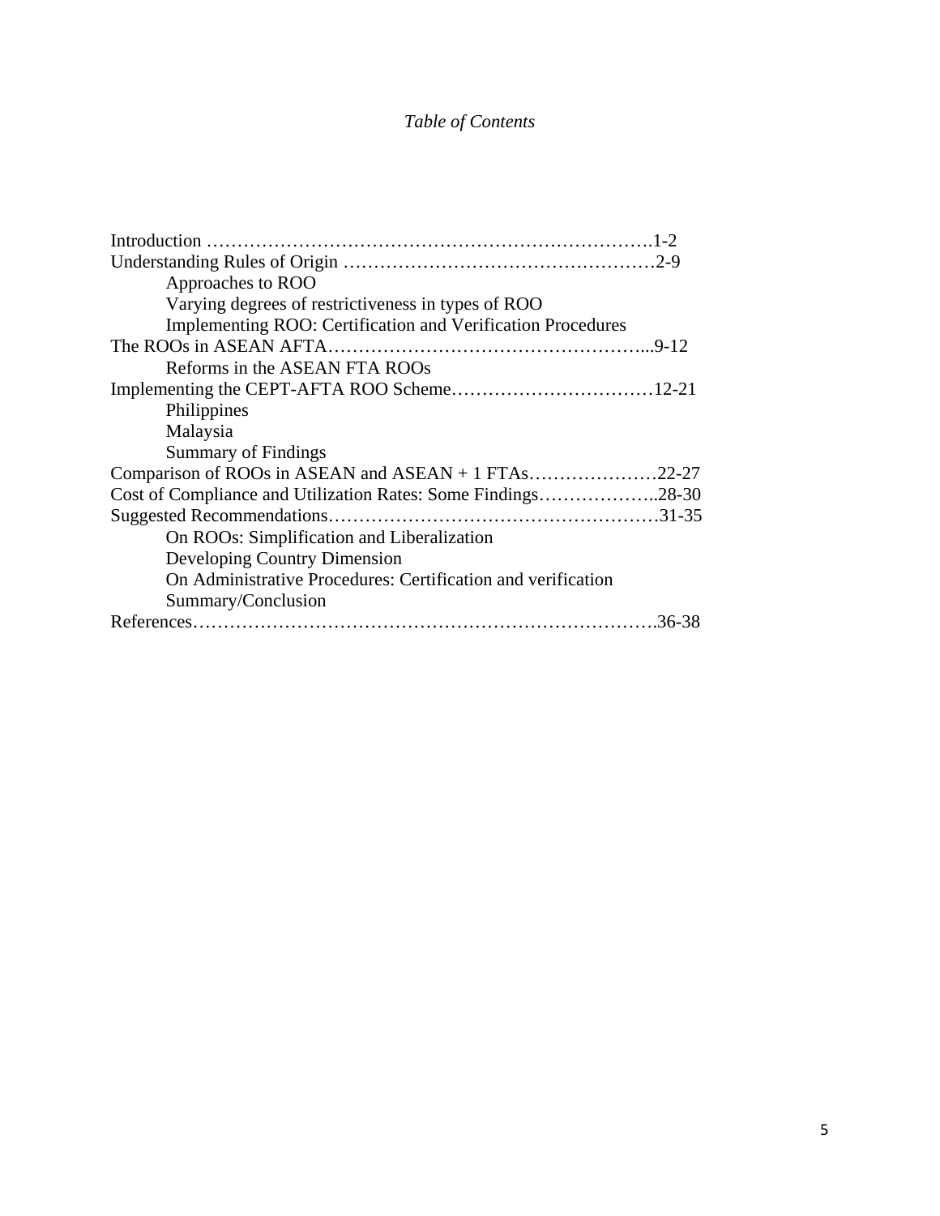*Table of Contents*

Introduction …………………………………………………………………1-2
Understanding Rules of Origin ……………………………………………2-9
- Approaches to ROO
- Varying degrees of restrictiveness in types of ROO
- Implementing ROO: Certification and Verification Procedures

The ROOs in ASEAN AFTA……………………………………………...9-12
- Reforms in the ASEAN FTA ROOs

Implementing the CEPT-AFTA ROO Scheme……………………………12-21
- Philippines
- Malaysia
- Summary of Findings

Comparison of ROOs in ASEAN and ASEAN + 1 FTAs…………………22-27
Cost of Compliance and Utilization Rates: Some Findings………………..28-30
Suggested Recommendations………………………………………………31-35
- On ROOs: Simplification and Liberalization
- Developing Country Dimension
- On Administrative Procedures: Certification and verification
- Summary/Conclusion

References…………………………………………………………………36-38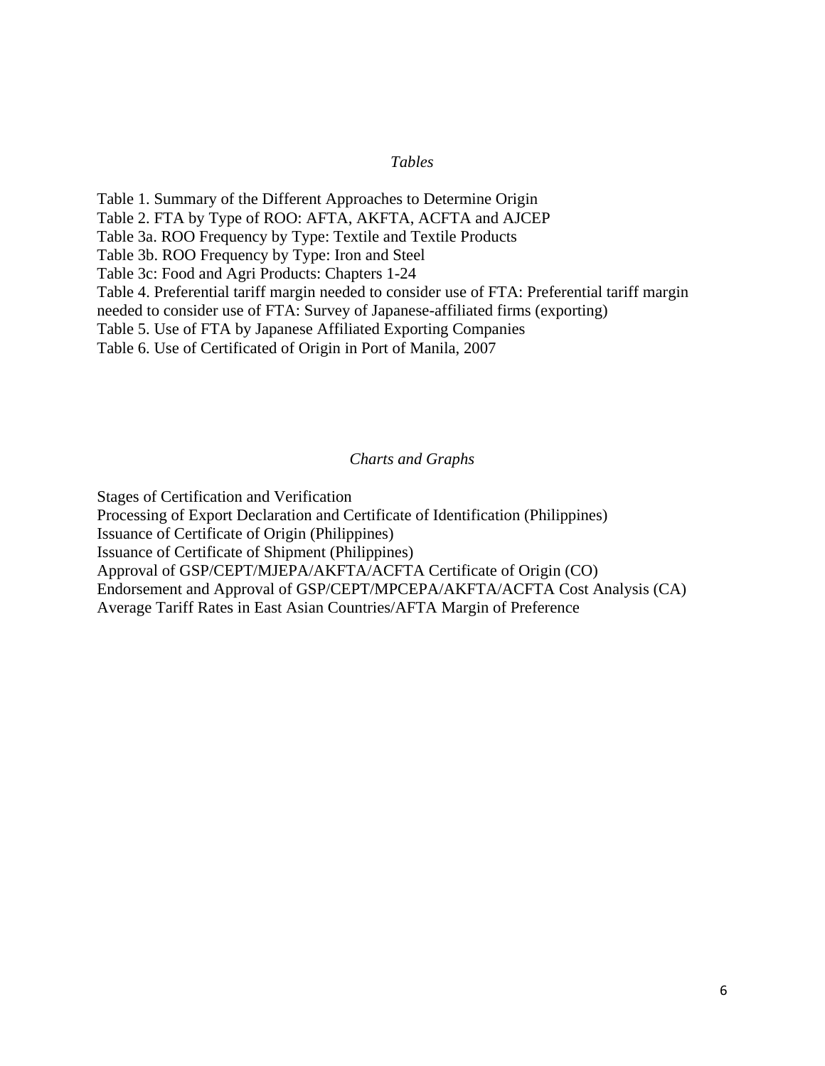*Tables*

Table 1. Summary of the Different Approaches to Determine Origin
Table 2. FTA by Type of ROO: AFTA, AKFTA, ACFTA and AJCEP
Table 3a. ROO Frequency by Type: Textile and Textile Products
Table 3b. ROO Frequency by Type: Iron and Steel
Table 3c: Food and Agri Products: Chapters 1-24
Table 4. Preferential tariff margin needed to consider use of FTA: Preferential tariff margin needed to consider use of FTA: Survey of Japanese-affiliated firms (exporting)
Table 5. Use of FTA by Japanese Affiliated Exporting Companies
Table 6. Use of Certificated of Origin in Port of Manila, 2007

*Charts and Graphs*

Stages of Certification and Verification
Processing of Export Declaration and Certificate of Identification (Philippines)
Issuance of Certificate of Origin (Philippines)
Issuance of Certificate of Shipment (Philippines)
Approval of GSP/CEPT/MJEPA/AKFTA/ACFTA Certificate of Origin (CO)
Endorsement and Approval of GSP/CEPT/MPCEPA/AKFTA/ACFTA Cost Analysis (CA)
Average Tariff Rates in East Asian Countries/AFTA Margin of Preference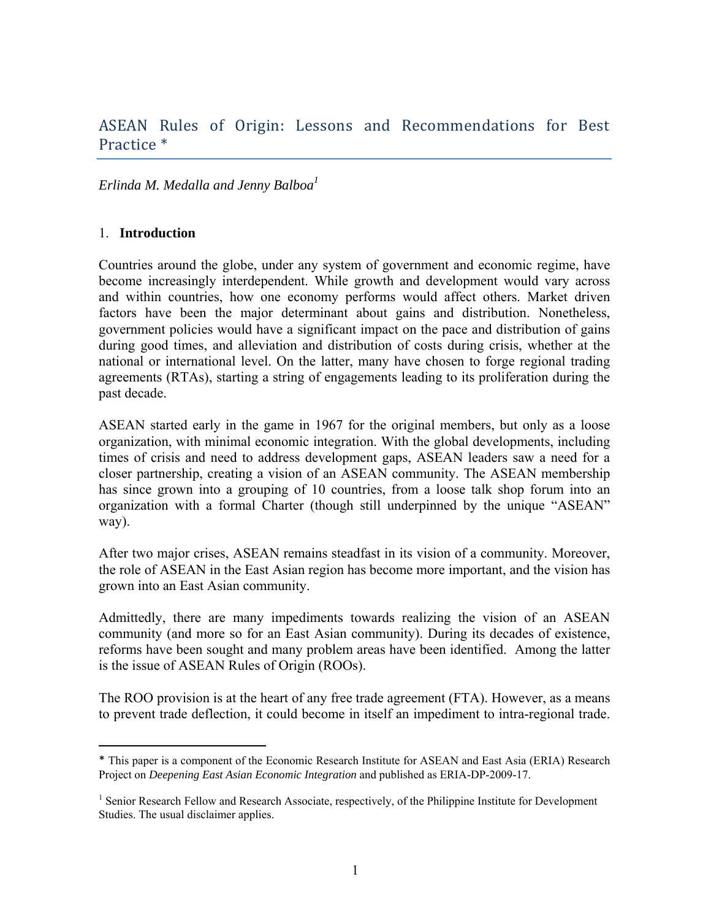# ASEAN Rules of Origin: Lessons and Recommendations for Best Practice *

*Erlinda M. Medalla and Jenny Balboa*[1]

## 1. Introduction

Countries around the globe, under any system of government and economic regime, have become increasingly interdependent. While growth and development would vary across and within countries, how one economy performs would affect others. Market driven factors have been the major determinant about gains and distribution. Nonetheless, government policies would have a significant impact on the pace and distribution of gains during good times, and alleviation and distribution of costs during crisis, whether at the national or international level. On the latter, many have chosen to forge regional trading agreements (RTAs), starting a string of engagements leading to its proliferation during the past decade.

ASEAN started early in the game in 1967 for the original members, but only as a loose organization, with minimal economic integration. With the global developments, including times of crisis and need to address development gaps, ASEAN leaders saw a need for a closer partnership, creating a vision of an ASEAN community. The ASEAN membership has since grown into a grouping of 10 countries, from a loose talk shop forum into an organization with a formal Charter (though still underpinned by the unique "ASEAN" way).

After two major crises, ASEAN remains steadfast in its vision of a community. Moreover, the role of ASEAN in the East Asian region has become more important, and the vision has grown into an East Asian community.

Admittedly, there are many impediments towards realizing the vision of an ASEAN community (and more so for an East Asian community). During its decades of existence, reforms have been sought and many problem areas have been identified. Among the latter is the issue of ASEAN Rules of Origin (ROOs).

The ROO provision is at the heart of any free trade agreement (FTA). However, as a means to prevent trade deflection, it could become in itself an impediment to intra-regional trade.

---

* This paper is a component of the Economic Research Institute for ASEAN and East Asia (ERIA) Research Project on *Deepening East Asian Economic Integration* and published as ERIA-DP-2009-17.

[1] Senior Research Fellow and Research Associate, respectively, of the Philippine Institute for Development Studies. The usual disclaimer applies.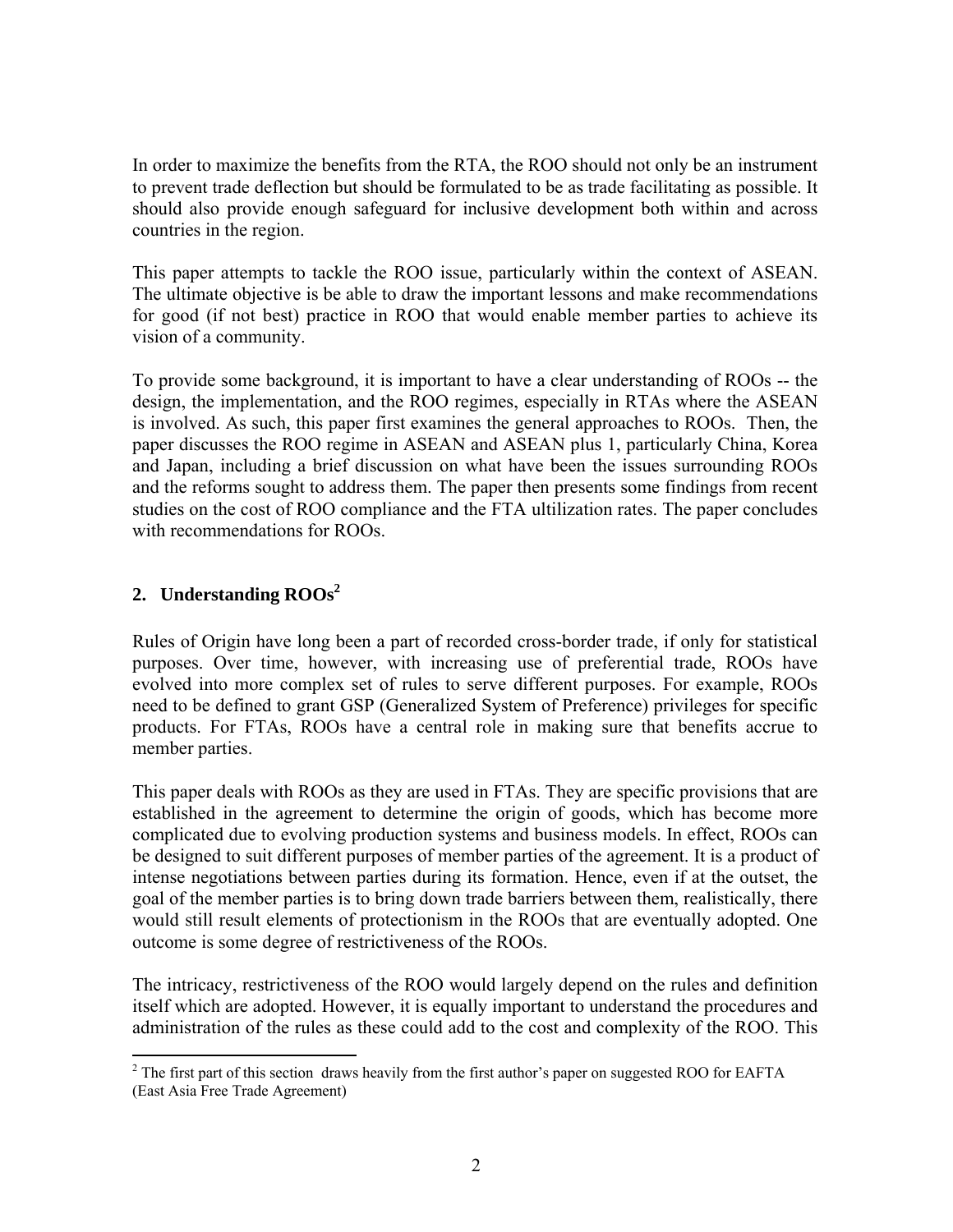In order to maximize the benefits from the RTA, the ROO should not only be an instrument to prevent trade deflection but should be formulated to be as trade facilitating as possible. It should also provide enough safeguard for inclusive development both within and across countries in the region.

This paper attempts to tackle the ROO issue, particularly within the context of ASEAN. The ultimate objective is be able to draw the important lessons and make recommendations for good (if not best) practice in ROO that would enable member parties to achieve its vision of a community.

To provide some background, it is important to have a clear understanding of ROOs -- the design, the implementation, and the ROO regimes, especially in RTAs where the ASEAN is involved. As such, this paper first examines the general approaches to ROOs. Then, the paper discusses the ROO regime in ASEAN and ASEAN plus 1, particularly China, Korea and Japan, including a brief discussion on what have been the issues surrounding ROOs and the reforms sought to address them. The paper then presents some findings from recent studies on the cost of ROO compliance and the FTA ultilization rates. The paper concludes with recommendations for ROOs.

## 2. Understanding ROOs[2]

Rules of Origin have long been a part of recorded cross-border trade, if only for statistical purposes. Over time, however, with increasing use of preferential trade, ROOs have evolved into more complex set of rules to serve different purposes. For example, ROOs need to be defined to grant GSP (Generalized System of Preference) privileges for specific products. For FTAs, ROOs have a central role in making sure that benefits accrue to member parties.

This paper deals with ROOs as they are used in FTAs. They are specific provisions that are established in the agreement to determine the origin of goods, which has become more complicated due to evolving production systems and business models. In effect, ROOs can be designed to suit different purposes of member parties of the agreement. It is a product of intense negotiations between parties during its formation. Hence, even if at the outset, the goal of the member parties is to bring down trade barriers between them, realistically, there would still result elements of protectionism in the ROOs that are eventually adopted. One outcome is some degree of restrictiveness of the ROOs.

The intricacy, restrictiveness of the ROO would largely depend on the rules and definition itself which are adopted. However, it is equally important to understand the procedures and administration of the rules as these could add to the cost and complexity of the ROO. This

[2] The first part of this section draws heavily from the first author's paper on suggested ROO for EAFTA (East Asia Free Trade Agreement)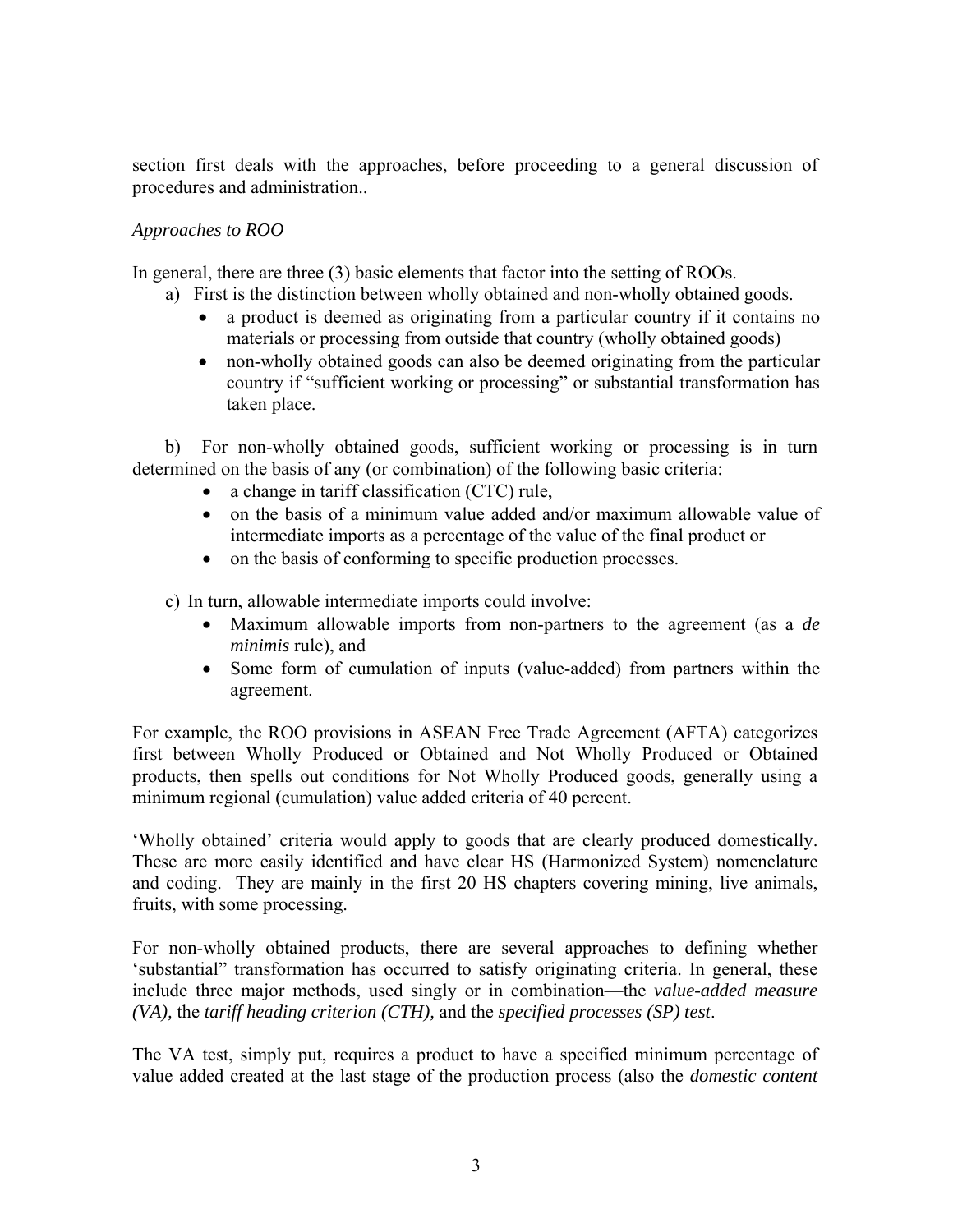section first deals with the approaches, before proceeding to a general discussion of procedures and administration..

*Approaches to ROO*

In general, there are three (3) basic elements that factor into the setting of ROOs.

a) First is the distinction between wholly obtained and non-wholly obtained goods.
   - a product is deemed as originating from a particular country if it contains no materials or processing from outside that country (wholly obtained goods)
   - non-wholly obtained goods can also be deemed originating from the particular country if "sufficient working or processing" or substantial transformation has taken place.

b) For non-wholly obtained goods, sufficient working or processing is in turn determined on the basis of any (or combination) of the following basic criteria:
   - a change in tariff classification (CTC) rule,
   - on the basis of a minimum value added and/or maximum allowable value of intermediate imports as a percentage of the value of the final product or
   - on the basis of conforming to specific production processes.

c) In turn, allowable intermediate imports could involve:
   - Maximum allowable imports from non-partners to the agreement (as a *de minimis* rule), and
   - Some form of cumulation of inputs (value-added) from partners within the agreement.

For example, the ROO provisions in ASEAN Free Trade Agreement (AFTA) categorizes first between Wholly Produced or Obtained and Not Wholly Produced or Obtained products, then spells out conditions for Not Wholly Produced goods, generally using a minimum regional (cumulation) value added criteria of 40 percent.

'Wholly obtained' criteria would apply to goods that are clearly produced domestically. These are more easily identified and have clear HS (Harmonized System) nomenclature and coding. They are mainly in the first 20 HS chapters covering mining, live animals, fruits, with some processing.

For non-wholly obtained products, there are several approaches to defining whether 'substantial" transformation has occurred to satisfy originating criteria. In general, these include three major methods, used singly or in combination—the *value-added measure (VA),* the *tariff heading criterion (CTH),* and the *specified processes (SP) test*.

The VA test, simply put, requires a product to have a specified minimum percentage of value added created at the last stage of the production process (also the *domestic content*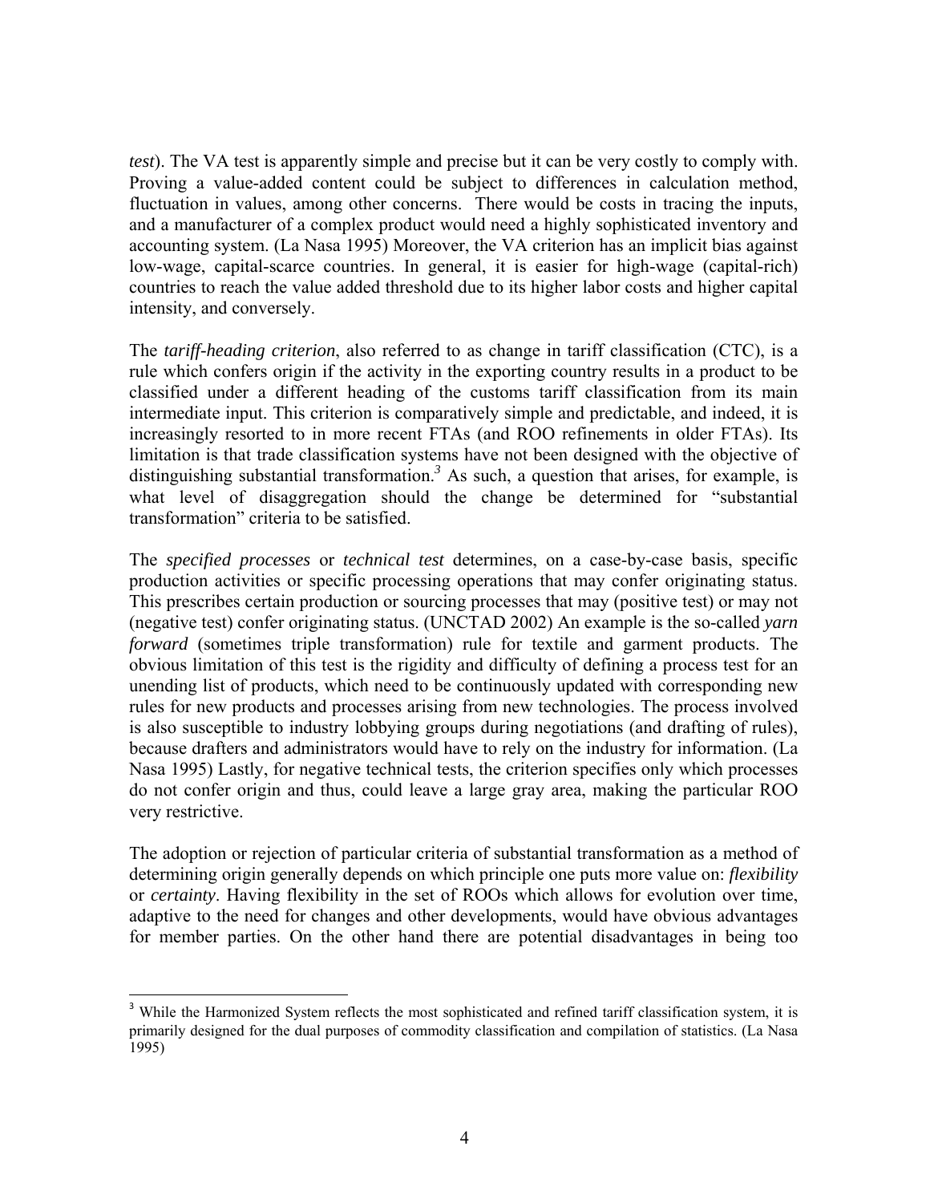*test*). The VA test is apparently simple and precise but it can be very costly to comply with. Proving a value-added content could be subject to differences in calculation method, fluctuation in values, among other concerns. There would be costs in tracing the inputs, and a manufacturer of a complex product would need a highly sophisticated inventory and accounting system. (La Nasa 1995) Moreover, the VA criterion has an implicit bias against low-wage, capital-scarce countries. In general, it is easier for high-wage (capital-rich) countries to reach the value added threshold due to its higher labor costs and higher capital intensity, and conversely.

The *tariff-heading criterion*, also referred to as change in tariff classification (CTC), is a rule which confers origin if the activity in the exporting country results in a product to be classified under a different heading of the customs tariff classification from its main intermediate input. This criterion is comparatively simple and predictable, and indeed, it is increasingly resorted to in more recent FTAs (and ROO refinements in older FTAs). Its limitation is that trade classification systems have not been designed with the objective of distinguishing substantial transformation.[3] As such, a question that arises, for example, is what level of disaggregation should the change be determined for "substantial transformation" criteria to be satisfied.

The *specified processes* or *technical test* determines, on a case-by-case basis, specific production activities or specific processing operations that may confer originating status. This prescribes certain production or sourcing processes that may (positive test) or may not (negative test) confer originating status. (UNCTAD 2002) An example is the so-called *yarn forward* (sometimes triple transformation) rule for textile and garment products. The obvious limitation of this test is the rigidity and difficulty of defining a process test for an unending list of products, which need to be continuously updated with corresponding new rules for new products and processes arising from new technologies. The process involved is also susceptible to industry lobbying groups during negotiations (and drafting of rules), because drafters and administrators would have to rely on the industry for information. (La Nasa 1995) Lastly, for negative technical tests, the criterion specifies only which processes do not confer origin and thus, could leave a large gray area, making the particular ROO very restrictive.

The adoption or rejection of particular criteria of substantial transformation as a method of determining origin generally depends on which principle one puts more value on: *flexibility* or *certainty*. Having flexibility in the set of ROOs which allows for evolution over time, adaptive to the need for changes and other developments, would have obvious advantages for member parties. On the other hand there are potential disadvantages in being too

---

[3] While the Harmonized System reflects the most sophisticated and refined tariff classification system, it is primarily designed for the dual purposes of commodity classification and compilation of statistics. (La Nasa 1995)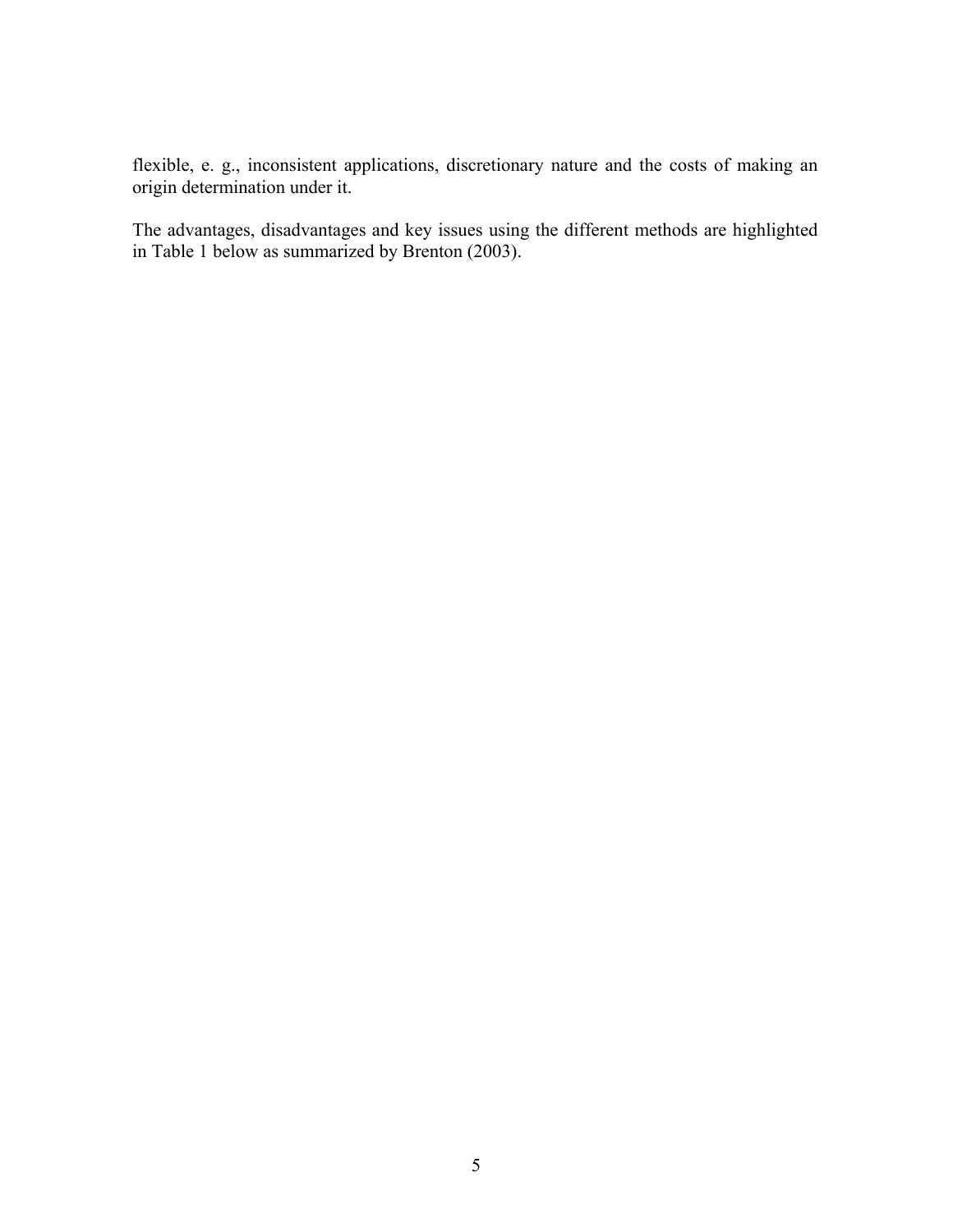flexible, e. g., inconsistent applications, discretionary nature and the costs of making an origin determination under it.

The advantages, disadvantages and key issues using the different methods are highlighted in Table 1 below as summarized by Brenton (2003).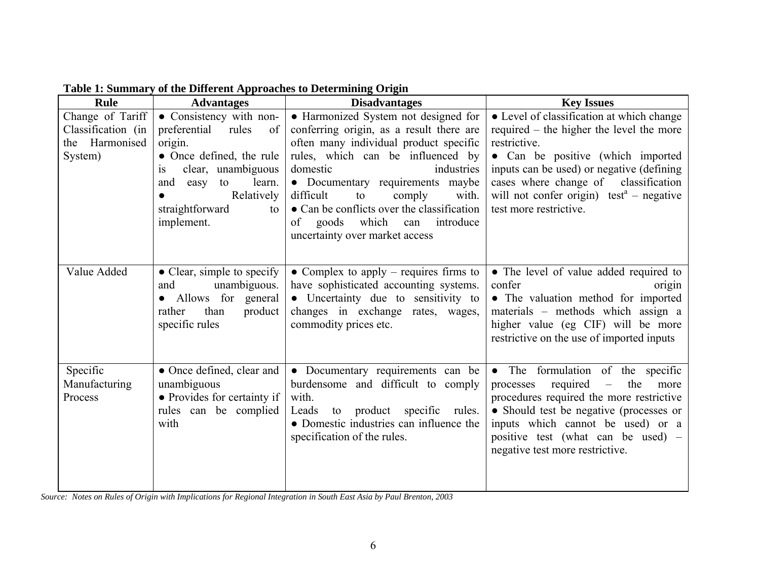**Table 1: Summary of the Different Approaches to Determining Origin**

| Rule | Advantages | Disadvantages | Key Issues |
|---|---|---|---|
| Change of Tariff Classification (in the Harmonised System) | • Consistency with non-preferential rules of origin.<br>• Once defined, the rule is clear, unambiguous and easy to learn.<br>• Relatively straightforward to implement. | • Harmonized System not designed for conferring origin, as a result there are often many individual product specific rules, which can be influenced by domestic industries<br>• Documentary requirements maybe difficult to comply with.<br>• Can be conflicts over the classification of goods which can introduce uncertainty over market access | • Level of classification at which change required – the higher the level the more restrictive.<br>• Can be positive (which imported inputs can be used) or negative (defining cases where change of classification will not confer origin) test[a] – negative test more restrictive. |
| Value Added | • Clear, simple to specify and unambiguous.<br>• Allows for general rather than product specific rules | • Complex to apply – requires firms to have sophisticated accounting systems.<br>• Uncertainty due to sensitivity to changes in exchange rates, wages, commodity prices etc. | • The level of value added required to confer origin<br>• The valuation method for imported materials – methods which assign a higher value (eg CIF) will be more restrictive on the use of imported inputs |
| Specific Manufacturing Process | • Once defined, clear and unambiguous<br>• Provides for certainty if rules can be complied with | • Documentary requirements can be burdensome and difficult to comply with.<br>Leads to product specific rules.<br>• Domestic industries can influence the specification of the rules. | • The formulation of the specific processes required – the more procedures required the more restrictive<br>• Should test be negative (processes or inputs which cannot be used) or a positive test (what can be used) – negative test more restrictive. |

*Source: Notes on Rules of Origin with Implications for Regional Integration in South East Asia by Paul Brenton, 2003*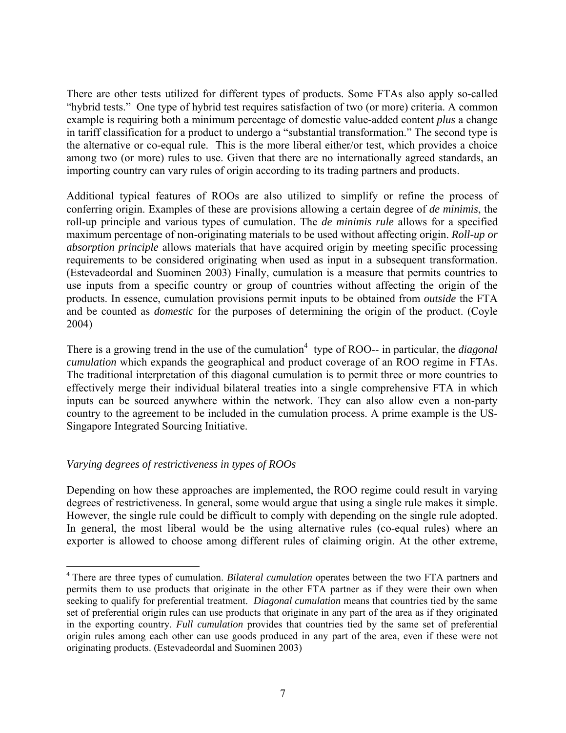There are other tests utilized for different types of products. Some FTAs also apply so-called "hybrid tests." One type of hybrid test requires satisfaction of two (or more) criteria. A common example is requiring both a minimum percentage of domestic value-added content *plus* a change in tariff classification for a product to undergo a "substantial transformation." The second type is the alternative or co-equal rule. This is the more liberal either/or test, which provides a choice among two (or more) rules to use. Given that there are no internationally agreed standards, an importing country can vary rules of origin according to its trading partners and products.

Additional typical features of ROOs are also utilized to simplify or refine the process of conferring origin. Examples of these are provisions allowing a certain degree of *de minimis*, the roll-up principle and various types of cumulation. The *de minimis rule* allows for a specified maximum percentage of non-originating materials to be used without affecting origin. *Roll-up or absorption principle* allows materials that have acquired origin by meeting specific processing requirements to be considered originating when used as input in a subsequent transformation. (Estevadeordal and Suominen 2003) Finally, cumulation is a measure that permits countries to use inputs from a specific country or group of countries without affecting the origin of the products. In essence, cumulation provisions permit inputs to be obtained from *outside* the FTA and be counted as *domestic* for the purposes of determining the origin of the product. (Coyle 2004)

There is a growing trend in the use of the cumulation[4] type of ROO-- in particular, the *diagonal cumulation* which expands the geographical and product coverage of an ROO regime in FTAs. The traditional interpretation of this diagonal cumulation is to permit three or more countries to effectively merge their individual bilateral treaties into a single comprehensive FTA in which inputs can be sourced anywhere within the network. They can also allow even a non-party country to the agreement to be included in the cumulation process. A prime example is the US-Singapore Integrated Sourcing Initiative.

*Varying degrees of restrictiveness in types of ROOs*

Depending on how these approaches are implemented, the ROO regime could result in varying degrees of restrictiveness. In general, some would argue that using a single rule makes it simple. However, the single rule could be difficult to comply with depending on the single rule adopted. In general, the most liberal would be the using alternative rules (co-equal rules) where an exporter is allowed to choose among different rules of claiming origin. At the other extreme,

---

[4] There are three types of cumulation. *Bilateral cumulation* operates between the two FTA partners and permits them to use products that originate in the other FTA partner as if they were their own when seeking to qualify for preferential treatment. *Diagonal cumulation* means that countries tied by the same set of preferential origin rules can use products that originate in any part of the area as if they originated in the exporting country. *Full cumulation* provides that countries tied by the same set of preferential origin rules among each other can use goods produced in any part of the area, even if these were not originating products. (Estevadeordal and Suominen 2003)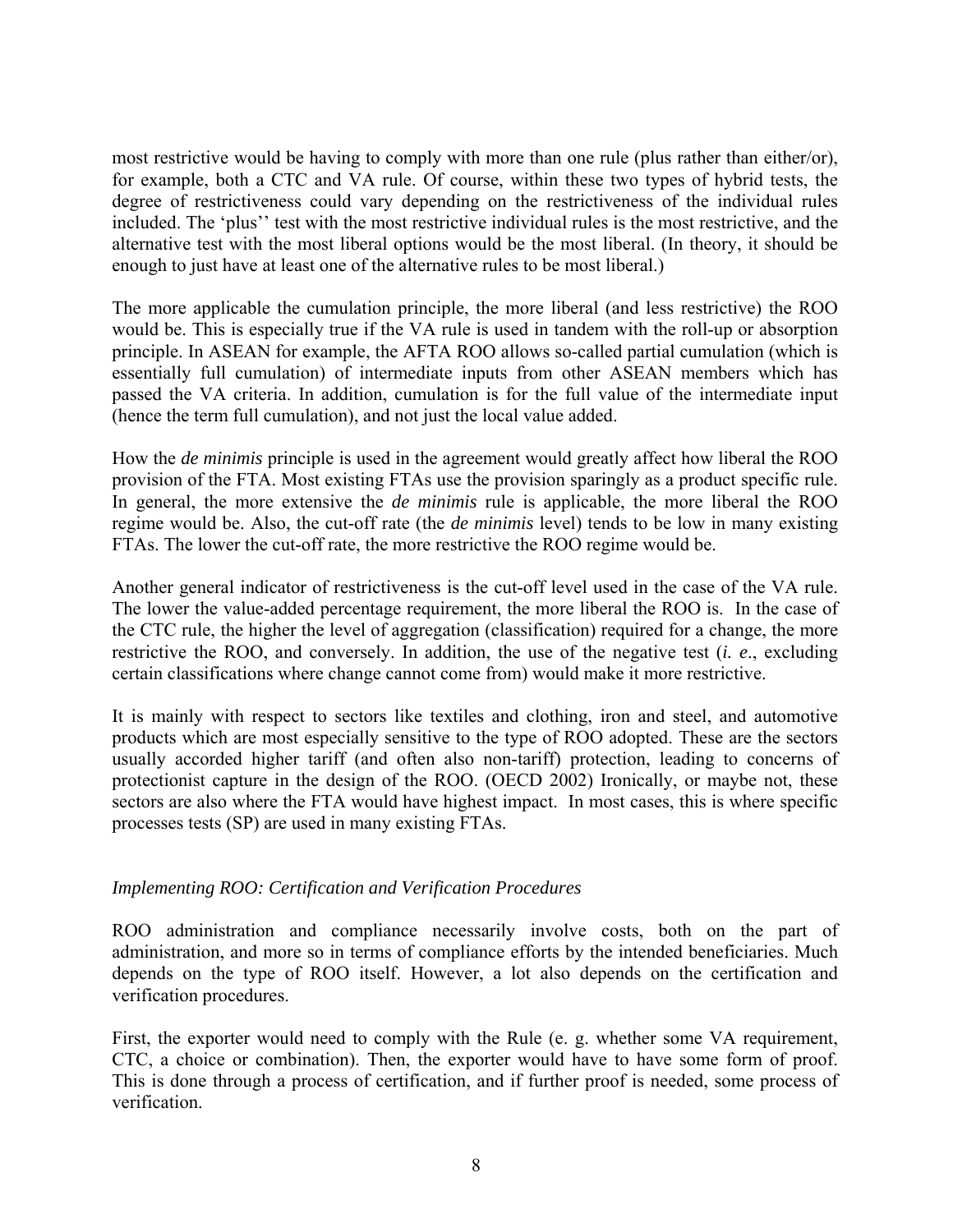most restrictive would be having to comply with more than one rule (plus rather than either/or), for example, both a CTC and VA rule. Of course, within these two types of hybrid tests, the degree of restrictiveness could vary depending on the restrictiveness of the individual rules included. The 'plus'' test with the most restrictive individual rules is the most restrictive, and the alternative test with the most liberal options would be the most liberal. (In theory, it should be enough to just have at least one of the alternative rules to be most liberal.)

The more applicable the cumulation principle, the more liberal (and less restrictive) the ROO would be. This is especially true if the VA rule is used in tandem with the roll-up or absorption principle. In ASEAN for example, the AFTA ROO allows so-called partial cumulation (which is essentially full cumulation) of intermediate inputs from other ASEAN members which has passed the VA criteria. In addition, cumulation is for the full value of the intermediate input (hence the term full cumulation), and not just the local value added.

How the *de minimis* principle is used in the agreement would greatly affect how liberal the ROO provision of the FTA. Most existing FTAs use the provision sparingly as a product specific rule. In general, the more extensive the *de minimis* rule is applicable, the more liberal the ROO regime would be. Also, the cut-off rate (the *de minimis* level) tends to be low in many existing FTAs. The lower the cut-off rate, the more restrictive the ROO regime would be.

Another general indicator of restrictiveness is the cut-off level used in the case of the VA rule. The lower the value-added percentage requirement, the more liberal the ROO is. In the case of the CTC rule, the higher the level of aggregation (classification) required for a change, the more restrictive the ROO, and conversely. In addition, the use of the negative test (*i. e*., excluding certain classifications where change cannot come from) would make it more restrictive.

It is mainly with respect to sectors like textiles and clothing, iron and steel, and automotive products which are most especially sensitive to the type of ROO adopted. These are the sectors usually accorded higher tariff (and often also non-tariff) protection, leading to concerns of protectionist capture in the design of the ROO. (OECD 2002) Ironically, or maybe not, these sectors are also where the FTA would have highest impact. In most cases, this is where specific processes tests (SP) are used in many existing FTAs.

*Implementing ROO: Certification and Verification Procedures*

ROO administration and compliance necessarily involve costs, both on the part of administration, and more so in terms of compliance efforts by the intended beneficiaries. Much depends on the type of ROO itself. However, a lot also depends on the certification and verification procedures.

First, the exporter would need to comply with the Rule (e. g. whether some VA requirement, CTC, a choice or combination). Then, the exporter would have to have some form of proof. This is done through a process of certification, and if further proof is needed, some process of verification.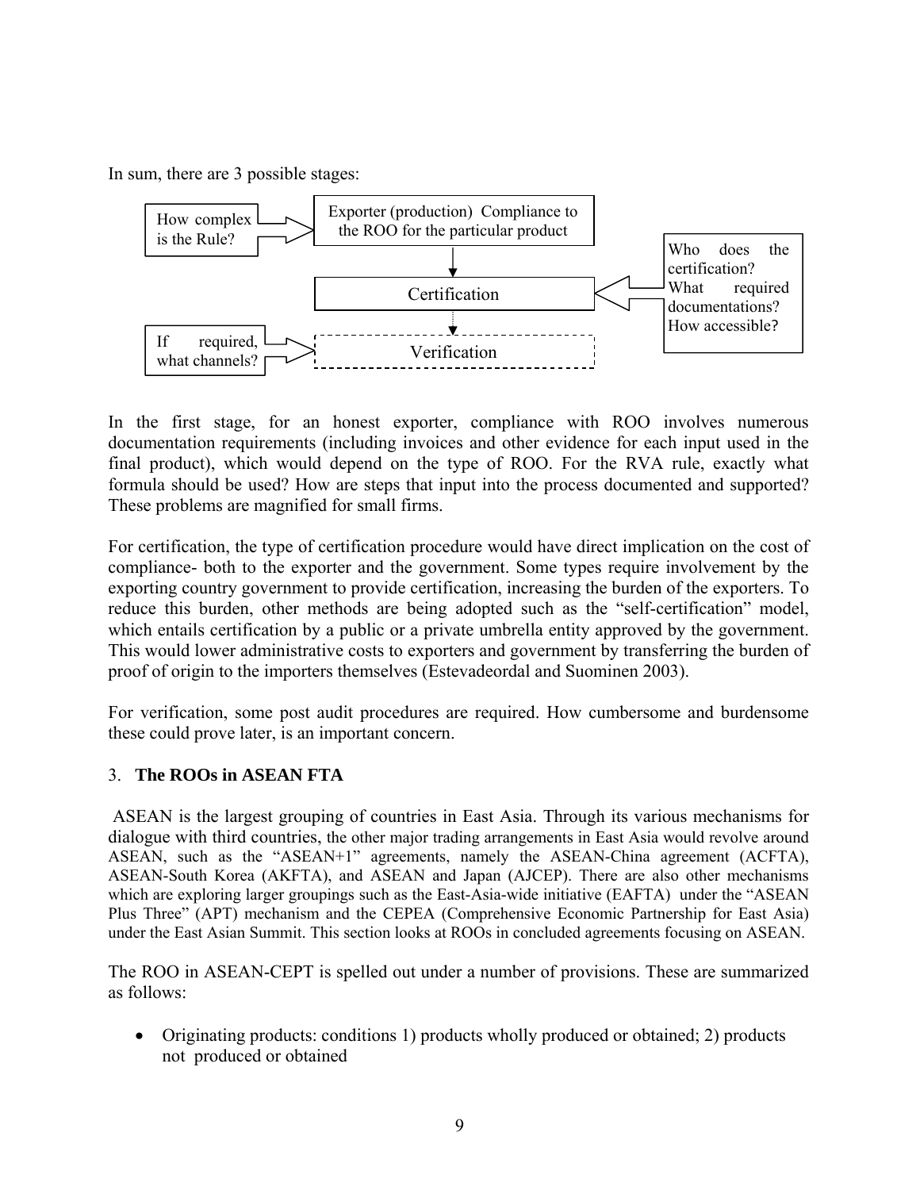In sum, there are 3 possible stages:

How complex is the Rule? → Exporter (production) Compliance to the ROO for the particular product

Certification ← Who does the certification? What required documentations? How accessible?

If required, what channels? → Verification

In the first stage, for an honest exporter, compliance with ROO involves numerous documentation requirements (including invoices and other evidence for each input used in the final product), which would depend on the type of ROO. For the RVA rule, exactly what formula should be used? How are steps that input into the process documented and supported? These problems are magnified for small firms.

For certification, the type of certification procedure would have direct implication on the cost of compliance- both to the exporter and the government. Some types require involvement by the exporting country government to provide certification, increasing the burden of the exporters. To reduce this burden, other methods are being adopted such as the "self-certification" model, which entails certification by a public or a private umbrella entity approved by the government. This would lower administrative costs to exporters and government by transferring the burden of proof of origin to the importers themselves (Estevadeordal and Suominen 2003).

For verification, some post audit procedures are required. How cumbersome and burdensome these could prove later, is an important concern.

## 3. **The ROOs in ASEAN FTA**

ASEAN is the largest grouping of countries in East Asia. Through its various mechanisms for dialogue with third countries, the other major trading arrangements in East Asia would revolve around ASEAN, such as the "ASEAN+1" agreements, namely the ASEAN-China agreement (ACFTA), ASEAN-South Korea (AKFTA), and ASEAN and Japan (AJCEP). There are also other mechanisms which are exploring larger groupings such as the East-Asia-wide initiative (EAFTA) under the "ASEAN Plus Three" (APT) mechanism and the CEPEA (Comprehensive Economic Partnership for East Asia) under the East Asian Summit. This section looks at ROOs in concluded agreements focusing on ASEAN.

The ROO in ASEAN-CEPT is spelled out under a number of provisions. These are summarized as follows:

- Originating products: conditions 1) products wholly produced or obtained; 2) products not produced or obtained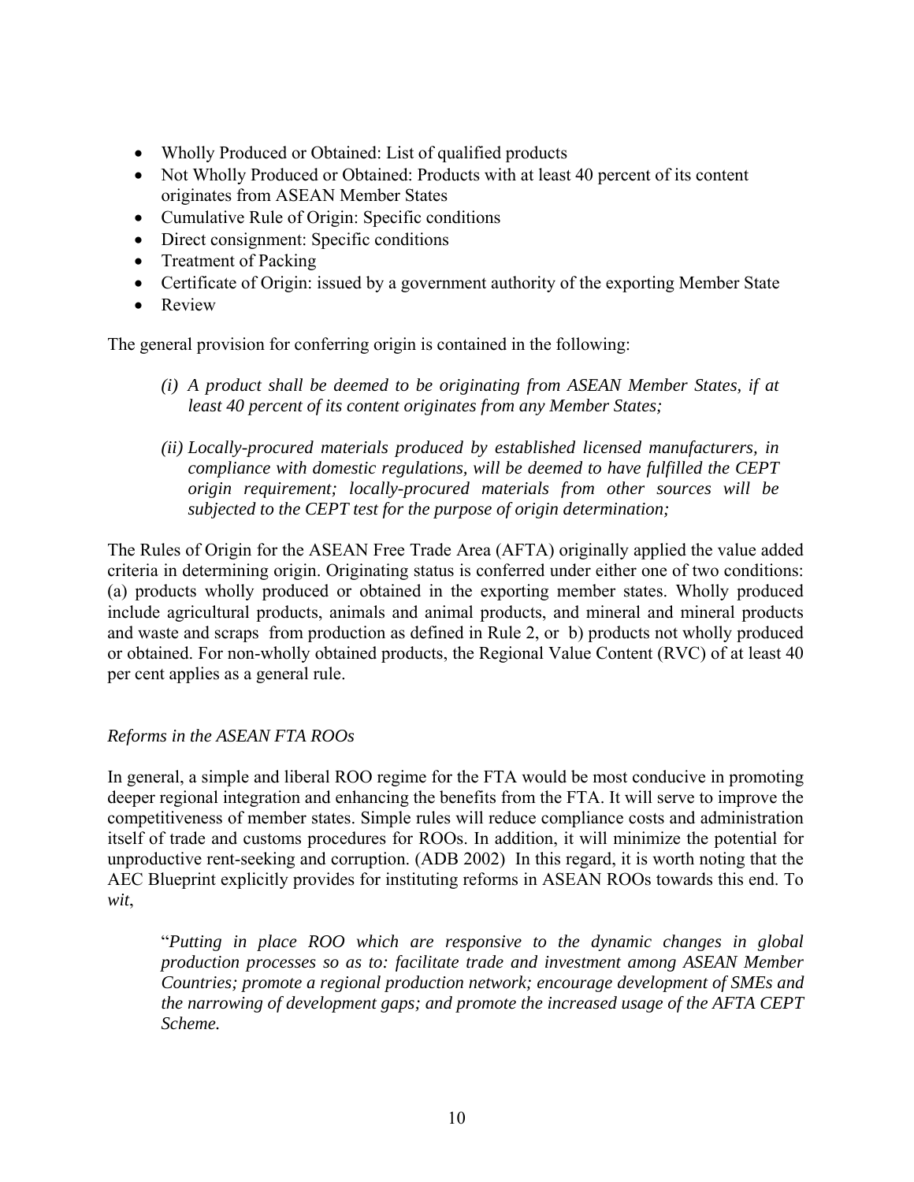- Wholly Produced or Obtained: List of qualified products
- Not Wholly Produced or Obtained: Products with at least 40 percent of its content originates from ASEAN Member States
- Cumulative Rule of Origin: Specific conditions
- Direct consignment: Specific conditions
- Treatment of Packing
- Certificate of Origin: issued by a government authority of the exporting Member State
- Review

The general provision for conferring origin is contained in the following:

> *(i) A product shall be deemed to be originating from ASEAN Member States, if at least 40 percent of its content originates from any Member States;*
>
> *(ii) Locally-procured materials produced by established licensed manufacturers, in compliance with domestic regulations, will be deemed to have fulfilled the CEPT origin requirement; locally-procured materials from other sources will be subjected to the CEPT test for the purpose of origin determination;*

The Rules of Origin for the ASEAN Free Trade Area (AFTA) originally applied the value added criteria in determining origin. Originating status is conferred under either one of two conditions: (a) products wholly produced or obtained in the exporting member states. Wholly produced include agricultural products, animals and animal products, and mineral and mineral products and waste and scraps from production as defined in Rule 2, or b) products not wholly produced or obtained. For non-wholly obtained products, the Regional Value Content (RVC) of at least 40 per cent applies as a general rule.

*Reforms in the ASEAN FTA ROOs*

In general, a simple and liberal ROO regime for the FTA would be most conducive in promoting deeper regional integration and enhancing the benefits from the FTA. It will serve to improve the competitiveness of member states. Simple rules will reduce compliance costs and administration itself of trade and customs procedures for ROOs. In addition, it will minimize the potential for unproductive rent-seeking and corruption. (ADB 2002) In this regard, it is worth noting that the AEC Blueprint explicitly provides for instituting reforms in ASEAN ROOs towards this end. To *wit*,

> "*Putting in place ROO which are responsive to the dynamic changes in global production processes so as to: facilitate trade and investment among ASEAN Member Countries; promote a regional production network; encourage development of SMEs and the narrowing of development gaps; and promote the increased usage of the AFTA CEPT Scheme.*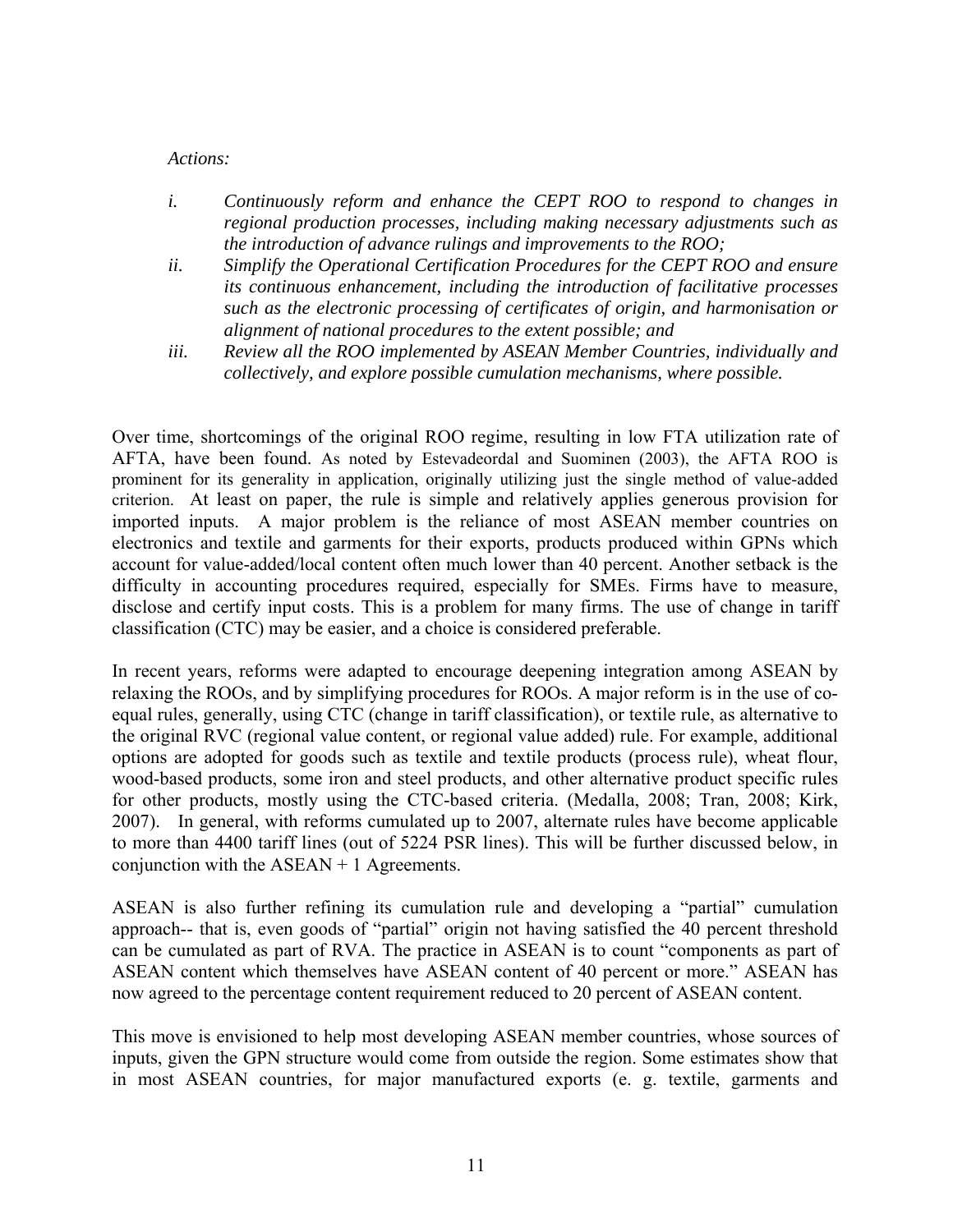*Actions:*

*i.* *Continuously reform and enhance the CEPT ROO to respond to changes in regional production processes, including making necessary adjustments such as the introduction of advance rulings and improvements to the ROO;*

*ii.* *Simplify the Operational Certification Procedures for the CEPT ROO and ensure its continuous enhancement, including the introduction of facilitative processes such as the electronic processing of certificates of origin, and harmonisation or alignment of national procedures to the extent possible; and*

*iii.* *Review all the ROO implemented by ASEAN Member Countries, individually and collectively, and explore possible cumulation mechanisms, where possible.*

Over time, shortcomings of the original ROO regime, resulting in low FTA utilization rate of AFTA, have been found. As noted by Estevadeordal and Suominen (2003), the AFTA ROO is prominent for its generality in application, originally utilizing just the single method of value-added criterion. At least on paper, the rule is simple and relatively applies generous provision for imported inputs. A major problem is the reliance of most ASEAN member countries on electronics and textile and garments for their exports, products produced within GPNs which account for value-added/local content often much lower than 40 percent. Another setback is the difficulty in accounting procedures required, especially for SMEs. Firms have to measure, disclose and certify input costs. This is a problem for many firms. The use of change in tariff classification (CTC) may be easier, and a choice is considered preferable.

In recent years, reforms were adapted to encourage deepening integration among ASEAN by relaxing the ROOs, and by simplifying procedures for ROOs. A major reform is in the use of co-equal rules, generally, using CTC (change in tariff classification), or textile rule, as alternative to the original RVC (regional value content, or regional value added) rule. For example, additional options are adopted for goods such as textile and textile products (process rule), wheat flour, wood-based products, some iron and steel products, and other alternative product specific rules for other products, mostly using the CTC-based criteria. (Medalla, 2008; Tran, 2008; Kirk, 2007). In general, with reforms cumulated up to 2007, alternate rules have become applicable to more than 4400 tariff lines (out of 5224 PSR lines). This will be further discussed below, in conjunction with the ASEAN + 1 Agreements.

ASEAN is also further refining its cumulation rule and developing a "partial" cumulation approach-- that is, even goods of "partial" origin not having satisfied the 40 percent threshold can be cumulated as part of RVA. The practice in ASEAN is to count "components as part of ASEAN content which themselves have ASEAN content of 40 percent or more." ASEAN has now agreed to the percentage content requirement reduced to 20 percent of ASEAN content.

This move is envisioned to help most developing ASEAN member countries, whose sources of inputs, given the GPN structure would come from outside the region. Some estimates show that in most ASEAN countries, for major manufactured exports (e. g. textile, garments and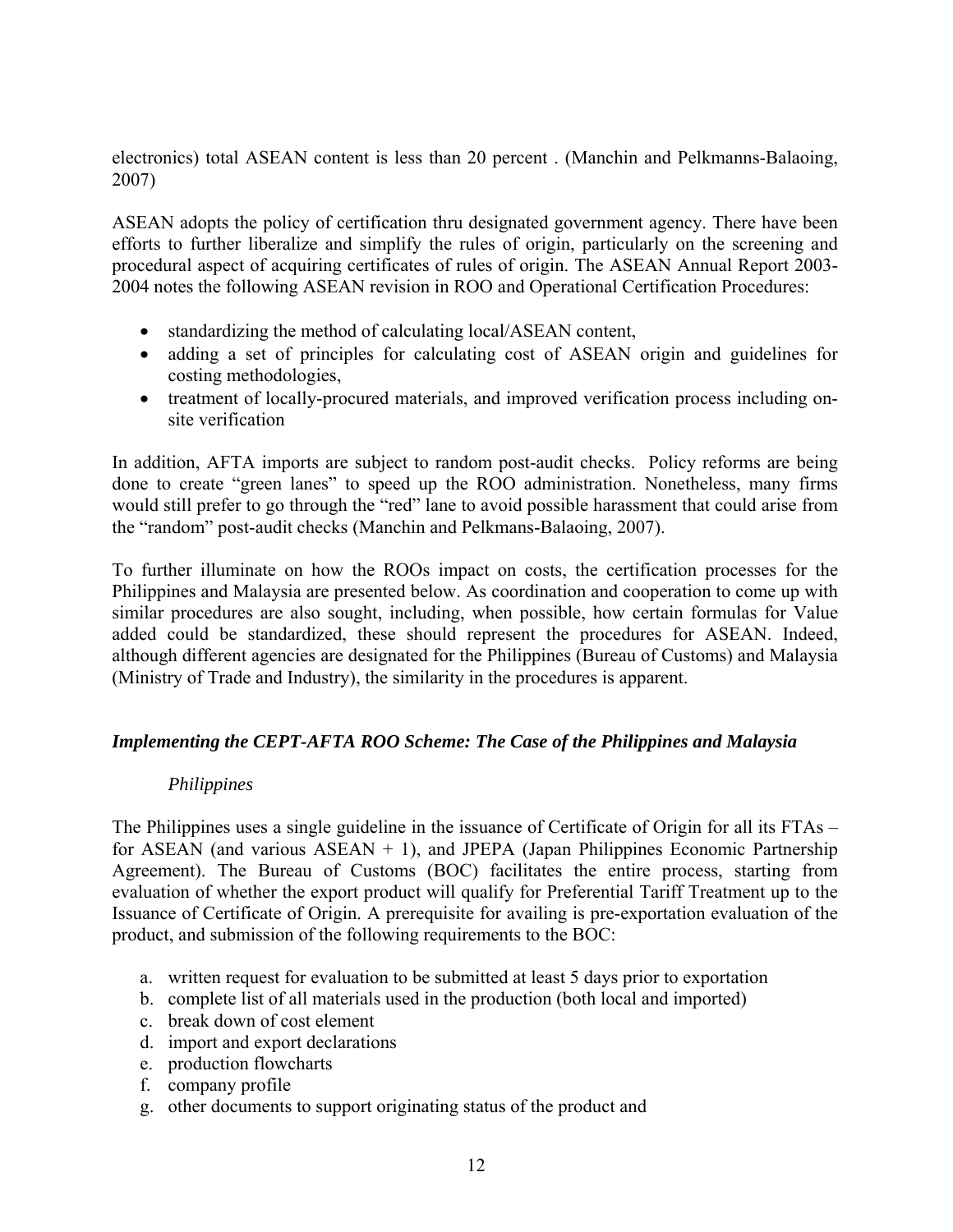electronics) total ASEAN content is less than 20 percent . (Manchin and Pelkmanns-Balaoing, 2007)

ASEAN adopts the policy of certification thru designated government agency. There have been efforts to further liberalize and simplify the rules of origin, particularly on the screening and procedural aspect of acquiring certificates of rules of origin. The ASEAN Annual Report 2003-2004 notes the following ASEAN revision in ROO and Operational Certification Procedures:

- standardizing the method of calculating local/ASEAN content,
- adding a set of principles for calculating cost of ASEAN origin and guidelines for costing methodologies,
- treatment of locally-procured materials, and improved verification process including on-site verification

In addition, AFTA imports are subject to random post-audit checks. Policy reforms are being done to create "green lanes" to speed up the ROO administration. Nonetheless, many firms would still prefer to go through the "red" lane to avoid possible harassment that could arise from the "random" post-audit checks (Manchin and Pelkmans-Balaoing, 2007).

To further illuminate on how the ROOs impact on costs, the certification processes for the Philippines and Malaysia are presented below. As coordination and cooperation to come up with similar procedures are also sought, including, when possible, how certain formulas for Value added could be standardized, these should represent the procedures for ASEAN. Indeed, although different agencies are designated for the Philippines (Bureau of Customs) and Malaysia (Ministry of Trade and Industry), the similarity in the procedures is apparent.

### *Implementing the CEPT-AFTA ROO Scheme: The Case of the Philippines and Malaysia*

#### *Philippines*

The Philippines uses a single guideline in the issuance of Certificate of Origin for all its FTAs – for ASEAN (and various ASEAN + 1), and JPEPA (Japan Philippines Economic Partnership Agreement). The Bureau of Customs (BOC) facilitates the entire process, starting from evaluation of whether the export product will qualify for Preferential Tariff Treatment up to the Issuance of Certificate of Origin. A prerequisite for availing is pre-exportation evaluation of the product, and submission of the following requirements to the BOC:

a. written request for evaluation to be submitted at least 5 days prior to exportation
b. complete list of all materials used in the production (both local and imported)
c. break down of cost element
d. import and export declarations
e. production flowcharts
f. company profile
g. other documents to support originating status of the product and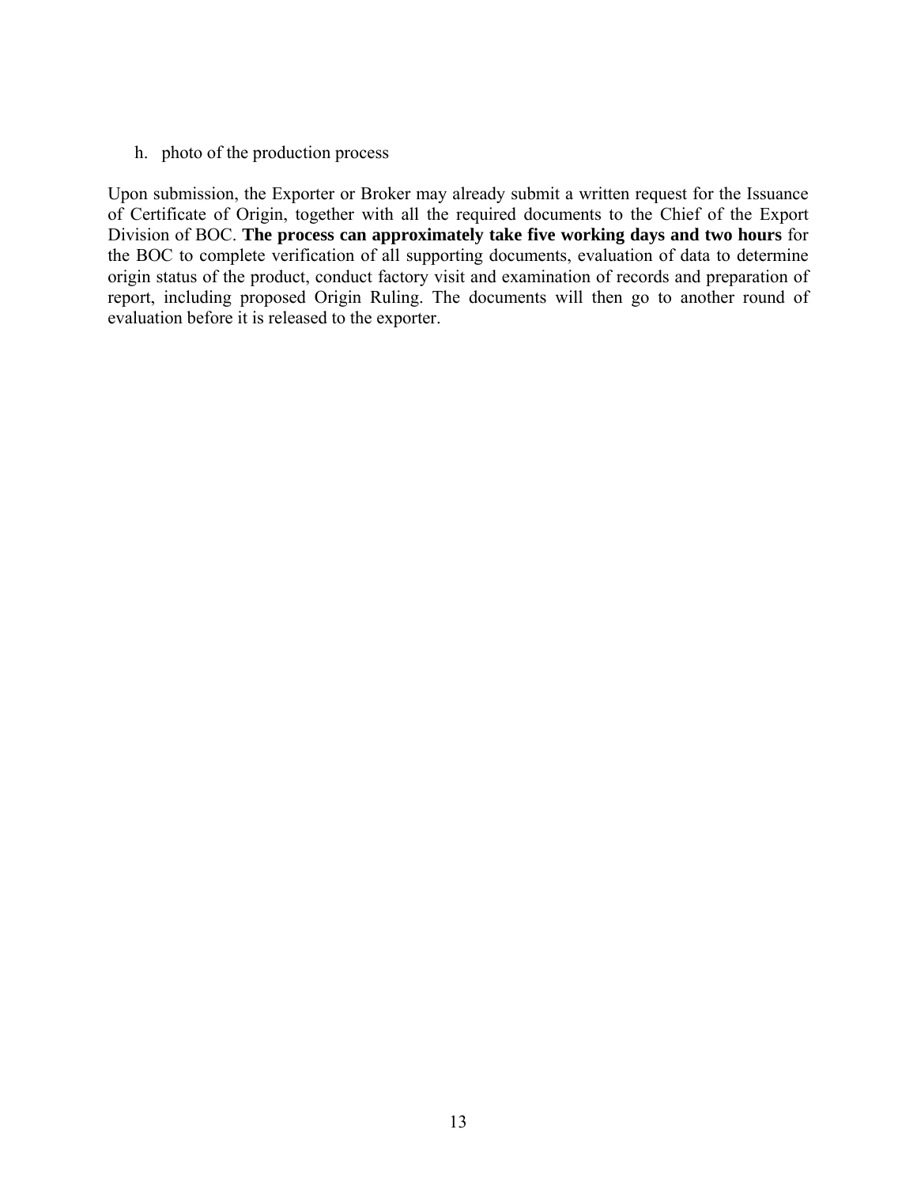h. photo of the production process

Upon submission, the Exporter or Broker may already submit a written request for the Issuance of Certificate of Origin, together with all the required documents to the Chief of the Export Division of BOC. **The process can approximately take five working days and two hours** for the BOC to complete verification of all supporting documents, evaluation of data to determine origin status of the product, conduct factory visit and examination of records and preparation of report, including proposed Origin Ruling. The documents will then go to another round of evaluation before it is released to the exporter.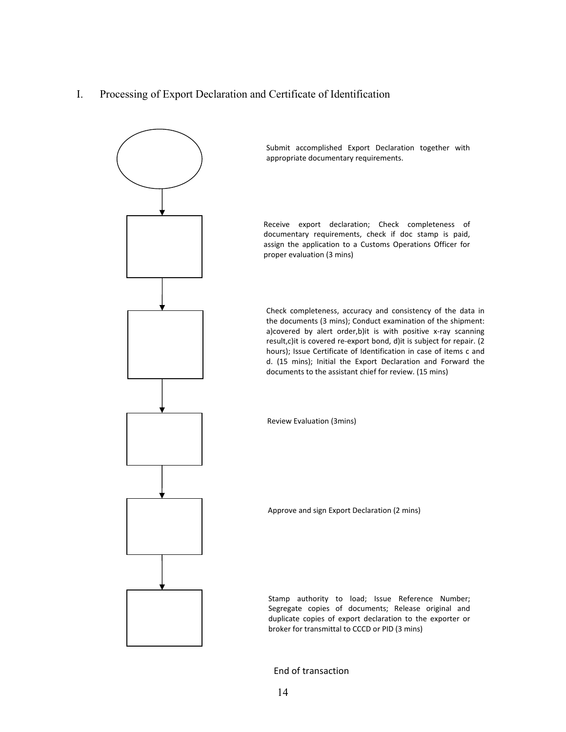## I. Processing of Export Declaration and Certificate of Identification

Submit accomplished Export Declaration together with appropriate documentary requirements.

Receive export declaration; Check completeness of documentary requirements, check if doc stamp is paid, assign the application to a Customs Operations Officer for proper evaluation (3 mins)

Check completeness, accuracy and consistency of the data in the documents (3 mins); Conduct examination of the shipment: a)covered by alert order,b)it is with positive x-ray scanning result,c)it is covered re-export bond, d)it is subject for repair. (2 hours); Issue Certificate of Identification in case of items c and d. (15 mins); Initial the Export Declaration and Forward the documents to the assistant chief for review. (15 mins)

Review Evaluation (3mins)

Approve and sign Export Declaration (2 mins)

Stamp authority to load; Issue Reference Number; Segregate copies of documents; Release original and duplicate copies of export declaration to the exporter or broker for transmittal to CCCD or PID (3 mins)

End of transaction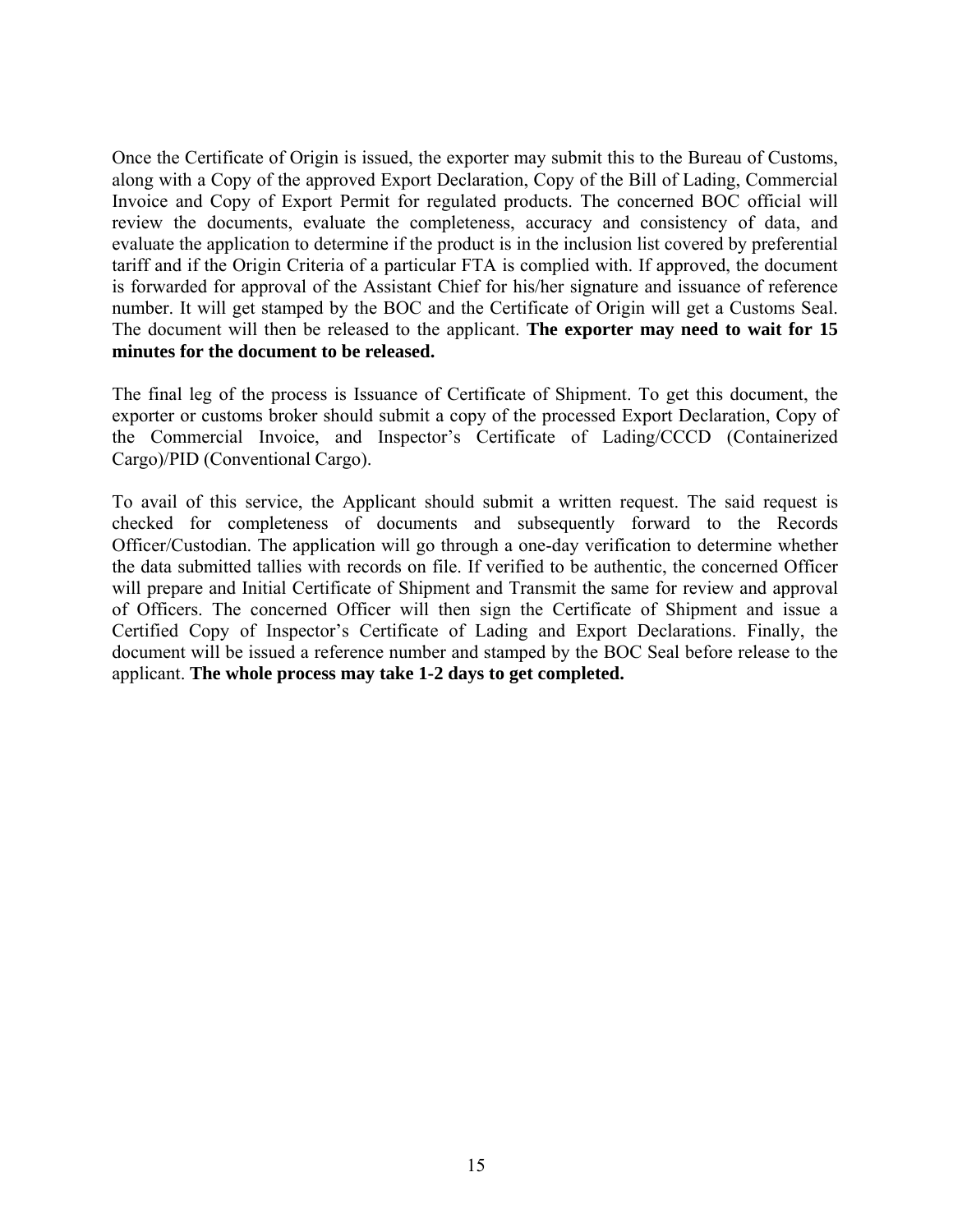Once the Certificate of Origin is issued, the exporter may submit this to the Bureau of Customs, along with a Copy of the approved Export Declaration, Copy of the Bill of Lading, Commercial Invoice and Copy of Export Permit for regulated products. The concerned BOC official will review the documents, evaluate the completeness, accuracy and consistency of data, and evaluate the application to determine if the product is in the inclusion list covered by preferential tariff and if the Origin Criteria of a particular FTA is complied with. If approved, the document is forwarded for approval of the Assistant Chief for his/her signature and issuance of reference number. It will get stamped by the BOC and the Certificate of Origin will get a Customs Seal. The document will then be released to the applicant. **The exporter may need to wait for 15 minutes for the document to be released.**

The final leg of the process is Issuance of Certificate of Shipment. To get this document, the exporter or customs broker should submit a copy of the processed Export Declaration, Copy of the Commercial Invoice, and Inspector's Certificate of Lading/CCCD (Containerized Cargo)/PID (Conventional Cargo).

To avail of this service, the Applicant should submit a written request. The said request is checked for completeness of documents and subsequently forward to the Records Officer/Custodian. The application will go through a one-day verification to determine whether the data submitted tallies with records on file. If verified to be authentic, the concerned Officer will prepare and Initial Certificate of Shipment and Transmit the same for review and approval of Officers. The concerned Officer will then sign the Certificate of Shipment and issue a Certified Copy of Inspector's Certificate of Lading and Export Declarations. Finally, the document will be issued a reference number and stamped by the BOC Seal before release to the applicant. **The whole process may take 1-2 days to get completed.**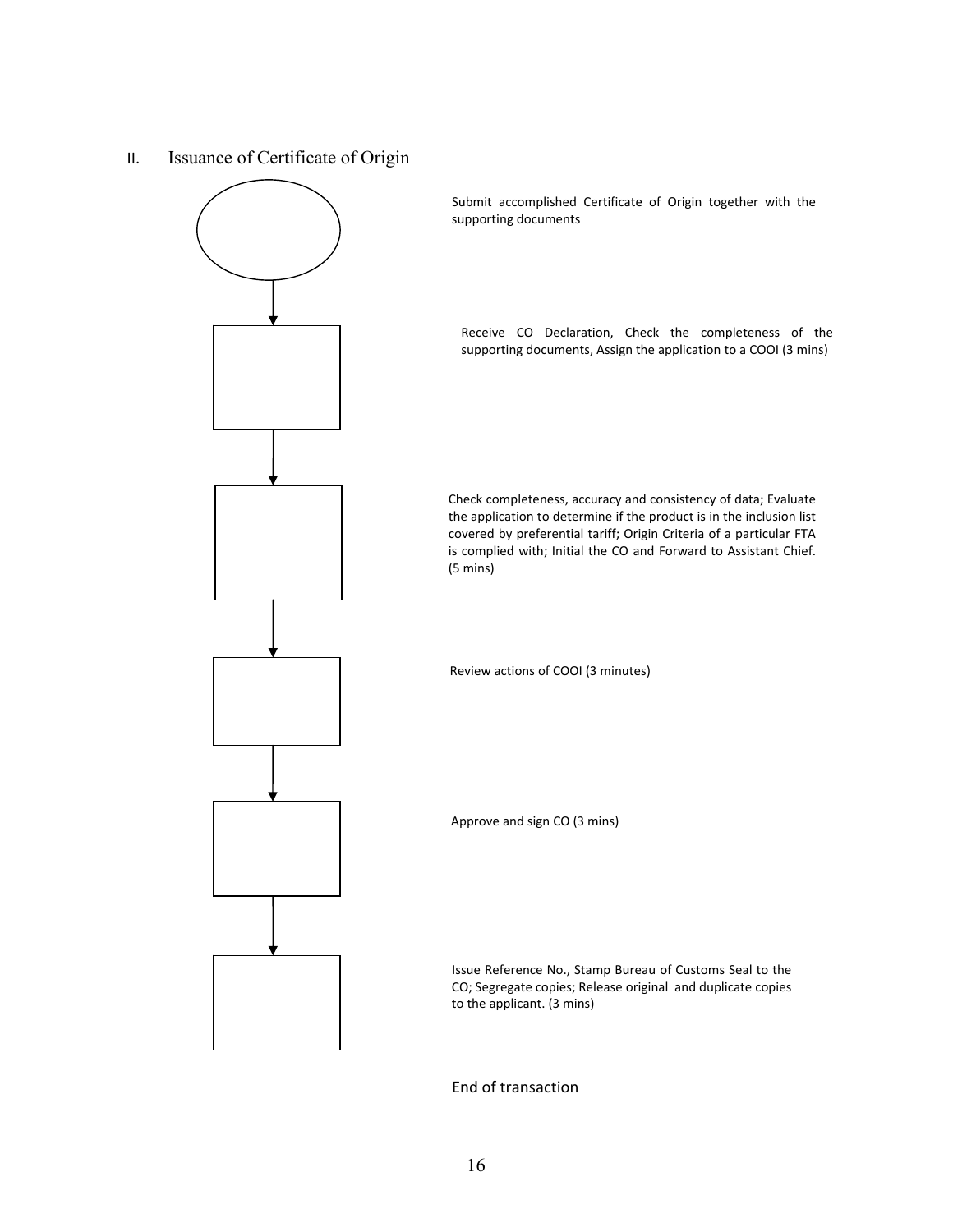## II. Issuance of Certificate of Origin

Submit accomplished Certificate of Origin together with the supporting documents

Receive CO Declaration, Check the completeness of the supporting documents, Assign the application to a COOI (3 mins)

Check completeness, accuracy and consistency of data; Evaluate the application to determine if the product is in the inclusion list covered by preferential tariff; Origin Criteria of a particular FTA is complied with; Initial the CO and Forward to Assistant Chief. (5 mins)

Review actions of COOI (3 minutes)

Approve and sign CO (3 mins)

Issue Reference No., Stamp Bureau of Customs Seal to the CO; Segregate copies; Release original and duplicate copies to the applicant. (3 mins)

End of transaction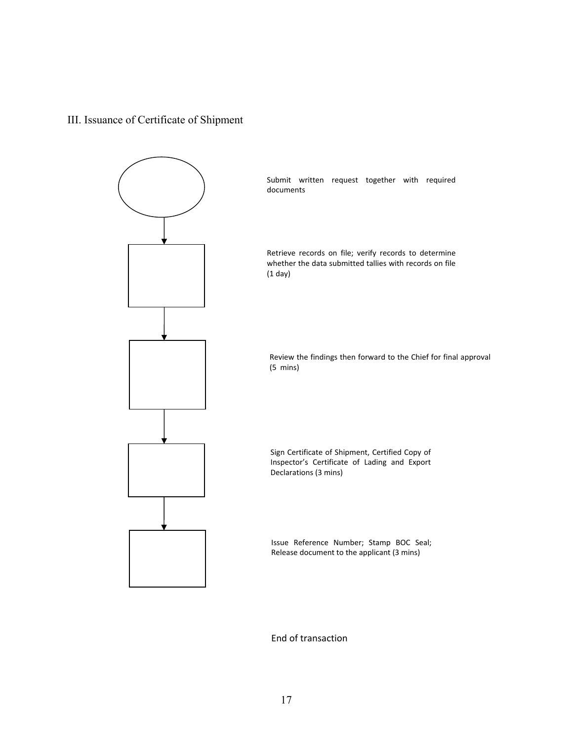## III. Issuance of Certificate of Shipment

Submit written request together with required documents

Retrieve records on file; verify records to determine whether the data submitted tallies with records on file (1 day)

Review the findings then forward to the Chief for final approval (5 mins)

Sign Certificate of Shipment, Certified Copy of Inspector's Certificate of Lading and Export Declarations (3 mins)

Issue Reference Number; Stamp BOC Seal; Release document to the applicant (3 mins)

End of transaction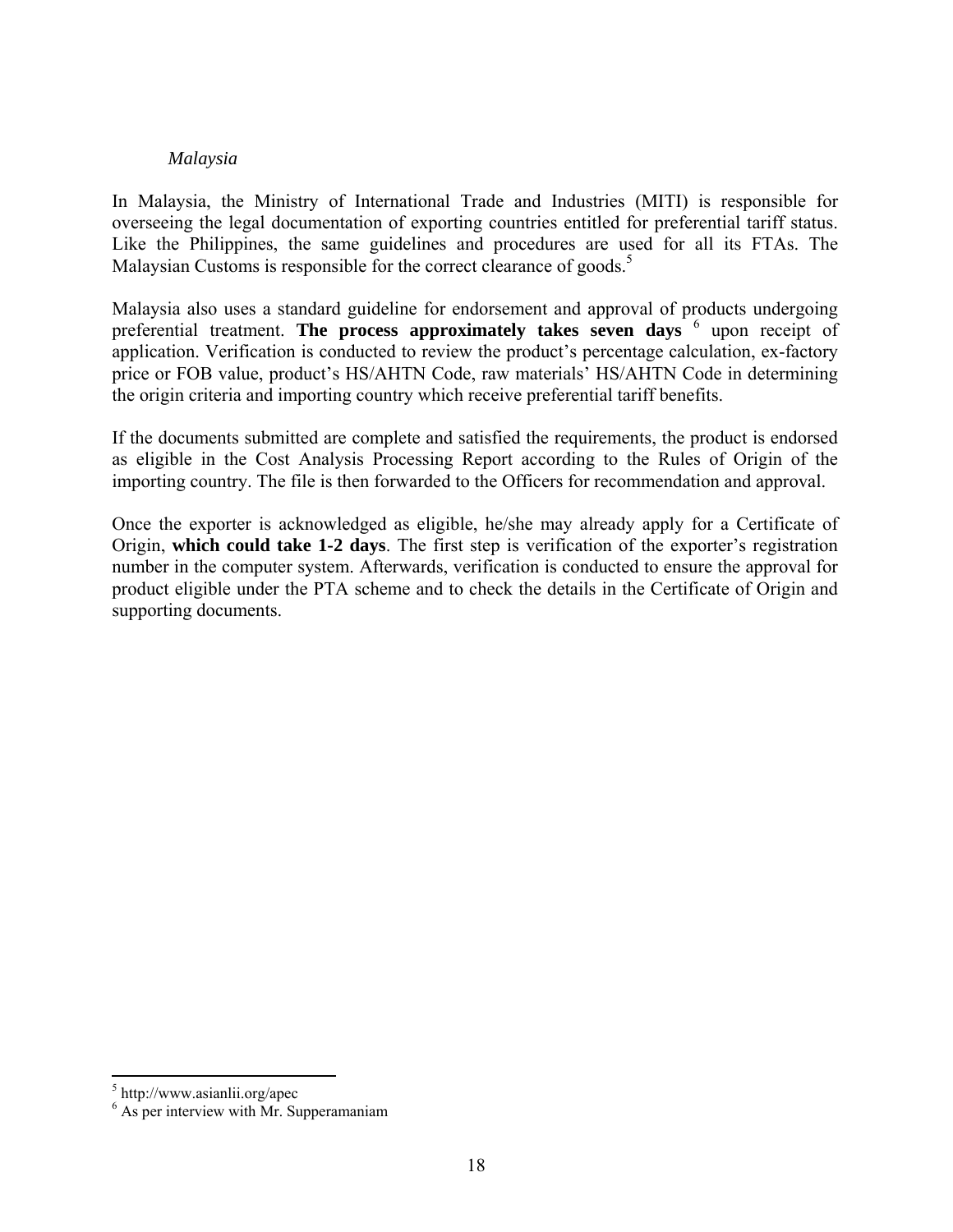*Malaysia*

In Malaysia, the Ministry of International Trade and Industries (MITI) is responsible for overseeing the legal documentation of exporting countries entitled for preferential tariff status. Like the Philippines, the same guidelines and procedures are used for all its FTAs. The Malaysian Customs is responsible for the correct clearance of goods.[5]

Malaysia also uses a standard guideline for endorsement and approval of products undergoing preferential treatment. **The process approximately takes seven days** [6] upon receipt of application. Verification is conducted to review the product's percentage calculation, ex-factory price or FOB value, product's HS/AHTN Code, raw materials' HS/AHTN Code in determining the origin criteria and importing country which receive preferential tariff benefits.

If the documents submitted are complete and satisfied the requirements, the product is endorsed as eligible in the Cost Analysis Processing Report according to the Rules of Origin of the importing country. The file is then forwarded to the Officers for recommendation and approval.

Once the exporter is acknowledged as eligible, he/she may already apply for a Certificate of Origin, **which could take 1-2 days**. The first step is verification of the exporter's registration number in the computer system. Afterwards, verification is conducted to ensure the approval for product eligible under the PTA scheme and to check the details in the Certificate of Origin and supporting documents.

---

[5] http://www.asianlii.org/apec

[6] As per interview with Mr. Supperamaniam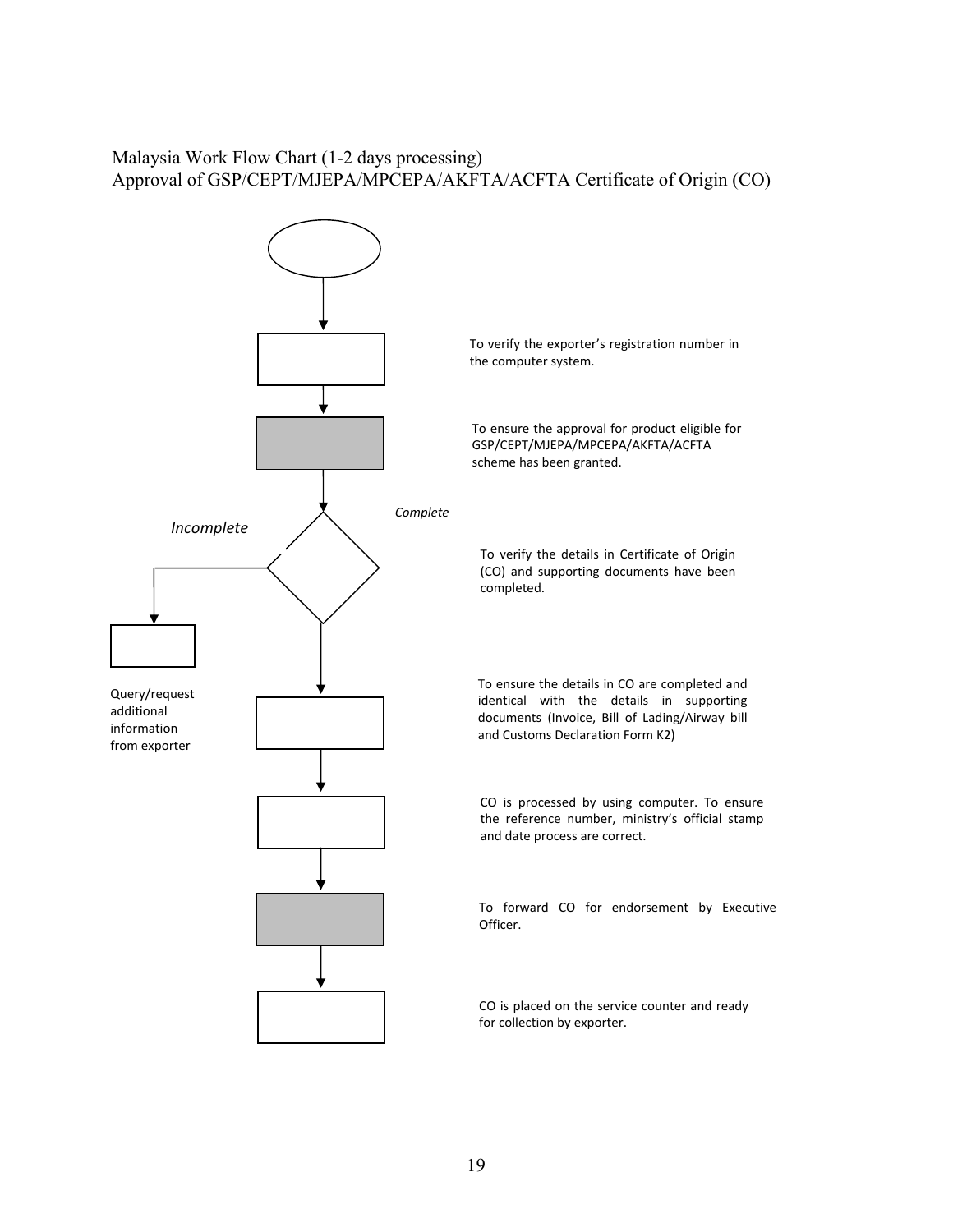Malaysia Work Flow Chart (1-2 days processing)
Approval of GSP/CEPT/MJEPA/MPCEPA/AKFTA/ACFTA Certificate of Origin (CO)

To verify the exporter's registration number in the computer system.

To ensure the approval for product eligible for GSP/CEPT/MJEPA/MPCEPA/AKFTA/ACFTA scheme has been granted.

*Incomplete*

*Complete*

To verify the details in Certificate of Origin (CO) and supporting documents have been completed.

Query/request additional information from exporter

To ensure the details in CO are completed and identical with the details in supporting documents (Invoice, Bill of Lading/Airway bill and Customs Declaration Form K2)

CO is processed by using computer. To ensure the reference number, ministry's official stamp and date process are correct.

To forward CO for endorsement by Executive Officer.

CO is placed on the service counter and ready for collection by exporter.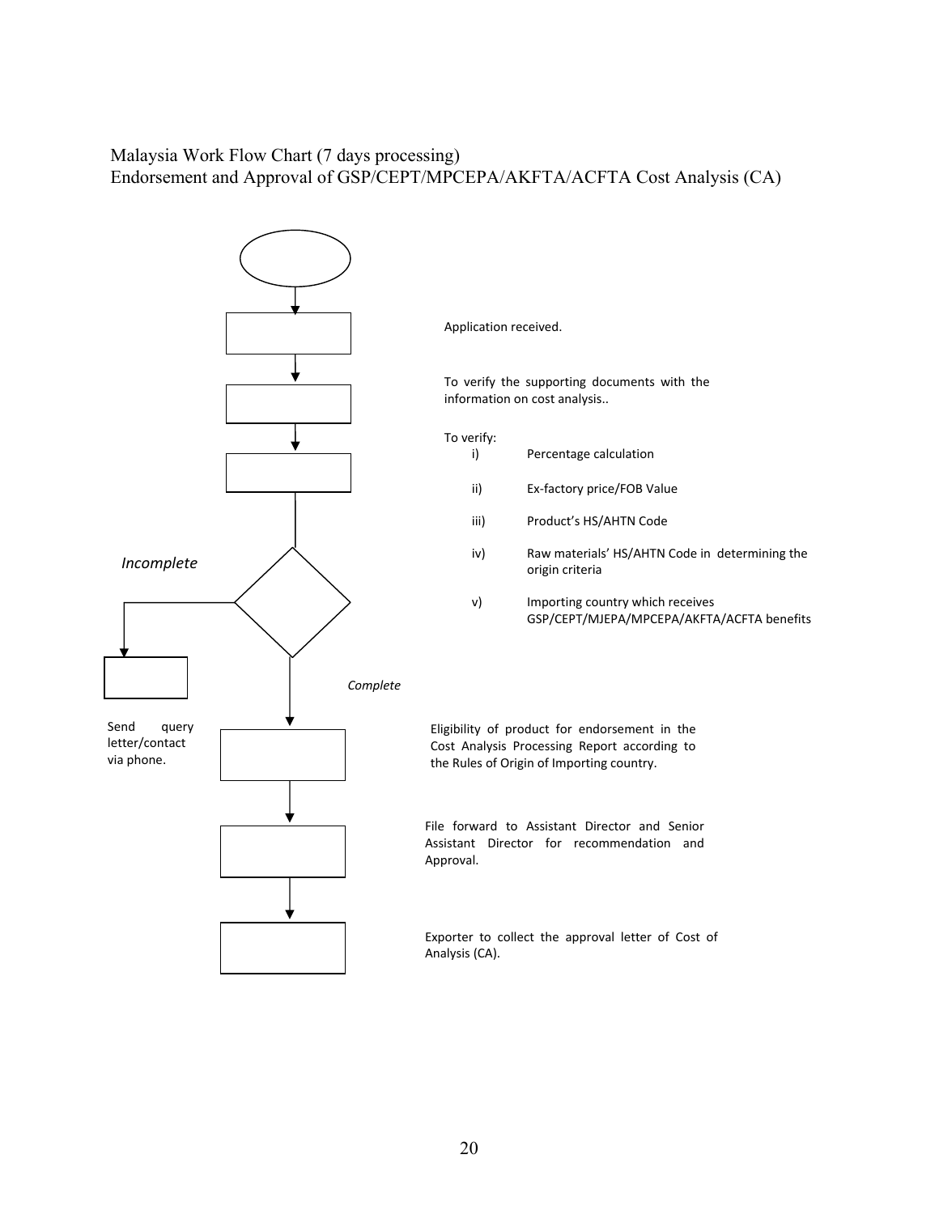Malaysia Work Flow Chart (7 days processing)
Endorsement and Approval of GSP/CEPT/MPCEPA/AKFTA/ACFTA Cost Analysis (CA)

Application received.

To verify the supporting documents with the information on cost analysis..

To verify:

- i) Percentage calculation
- ii) Ex-factory price/FOB Value
- iii) Product's HS/AHTN Code
- iv) Raw materials' HS/AHTN Code in determining the origin criteria
- v) Importing country which receives GSP/CEPT/MJEPA/MPCEPA/AKFTA/ACFTA benefits

*Incomplete*

Send query letter/contact via phone.

*Complete*

Eligibility of product for endorsement in the Cost Analysis Processing Report according to the Rules of Origin of Importing country.

File forward to Assistant Director and Senior Assistant Director for recommendation and Approval.

Exporter to collect the approval letter of Cost of Analysis (CA).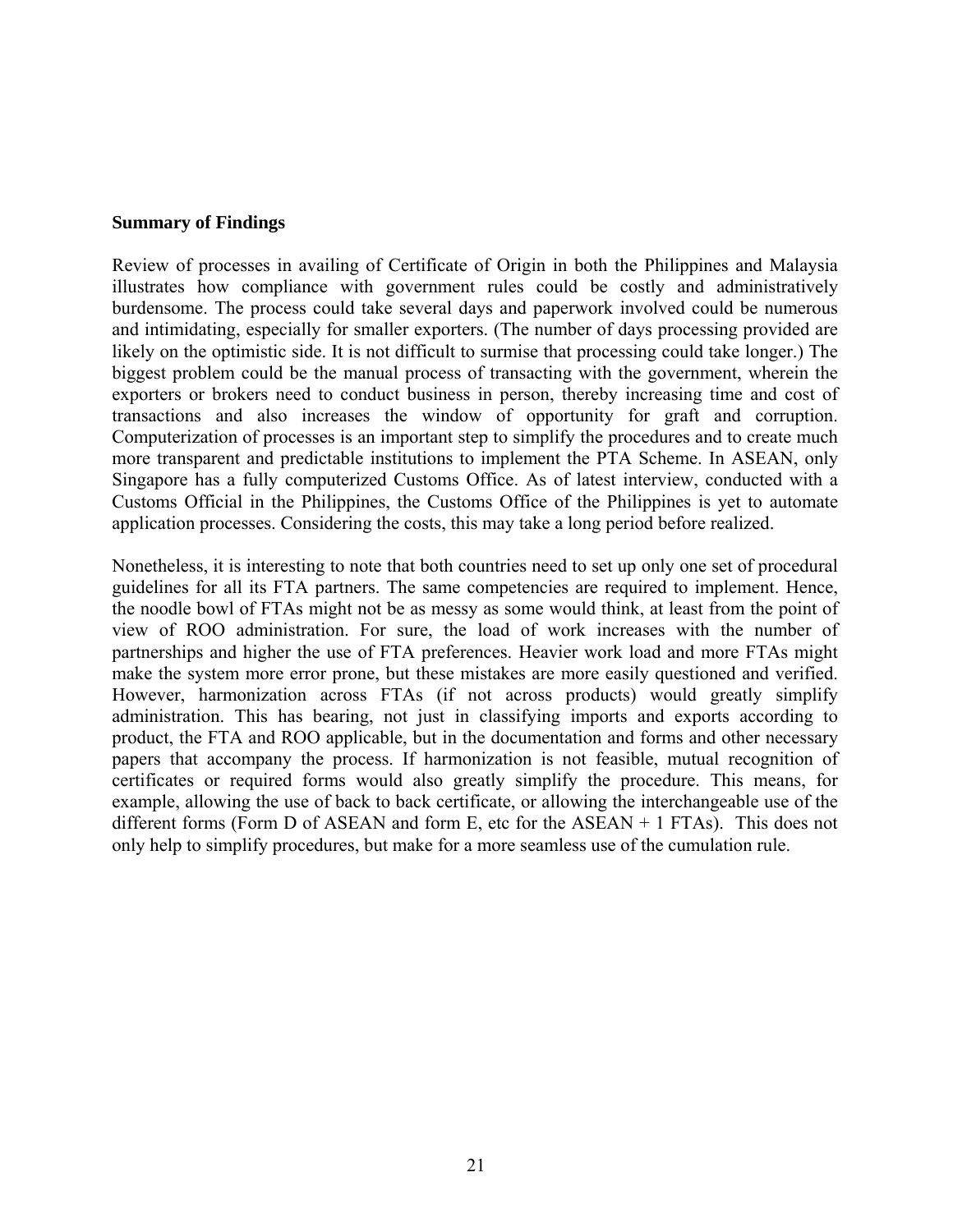**Summary of Findings**

Review of processes in availing of Certificate of Origin in both the Philippines and Malaysia illustrates how compliance with government rules could be costly and administratively burdensome. The process could take several days and paperwork involved could be numerous and intimidating, especially for smaller exporters. (The number of days processing provided are likely on the optimistic side. It is not difficult to surmise that processing could take longer.) The biggest problem could be the manual process of transacting with the government, wherein the exporters or brokers need to conduct business in person, thereby increasing time and cost of transactions and also increases the window of opportunity for graft and corruption. Computerization of processes is an important step to simplify the procedures and to create much more transparent and predictable institutions to implement the PTA Scheme. In ASEAN, only Singapore has a fully computerized Customs Office. As of latest interview, conducted with a Customs Official in the Philippines, the Customs Office of the Philippines is yet to automate application processes. Considering the costs, this may take a long period before realized.

Nonetheless, it is interesting to note that both countries need to set up only one set of procedural guidelines for all its FTA partners. The same competencies are required to implement. Hence, the noodle bowl of FTAs might not be as messy as some would think, at least from the point of view of ROO administration. For sure, the load of work increases with the number of partnerships and higher the use of FTA preferences. Heavier work load and more FTAs might make the system more error prone, but these mistakes are more easily questioned and verified. However, harmonization across FTAs (if not across products) would greatly simplify administration. This has bearing, not just in classifying imports and exports according to product, the FTA and ROO applicable, but in the documentation and forms and other necessary papers that accompany the process. If harmonization is not feasible, mutual recognition of certificates or required forms would also greatly simplify the procedure. This means, for example, allowing the use of back to back certificate, or allowing the interchangeable use of the different forms (Form D of ASEAN and form E, etc for the ASEAN + 1 FTAs). This does not only help to simplify procedures, but make for a more seamless use of the cumulation rule.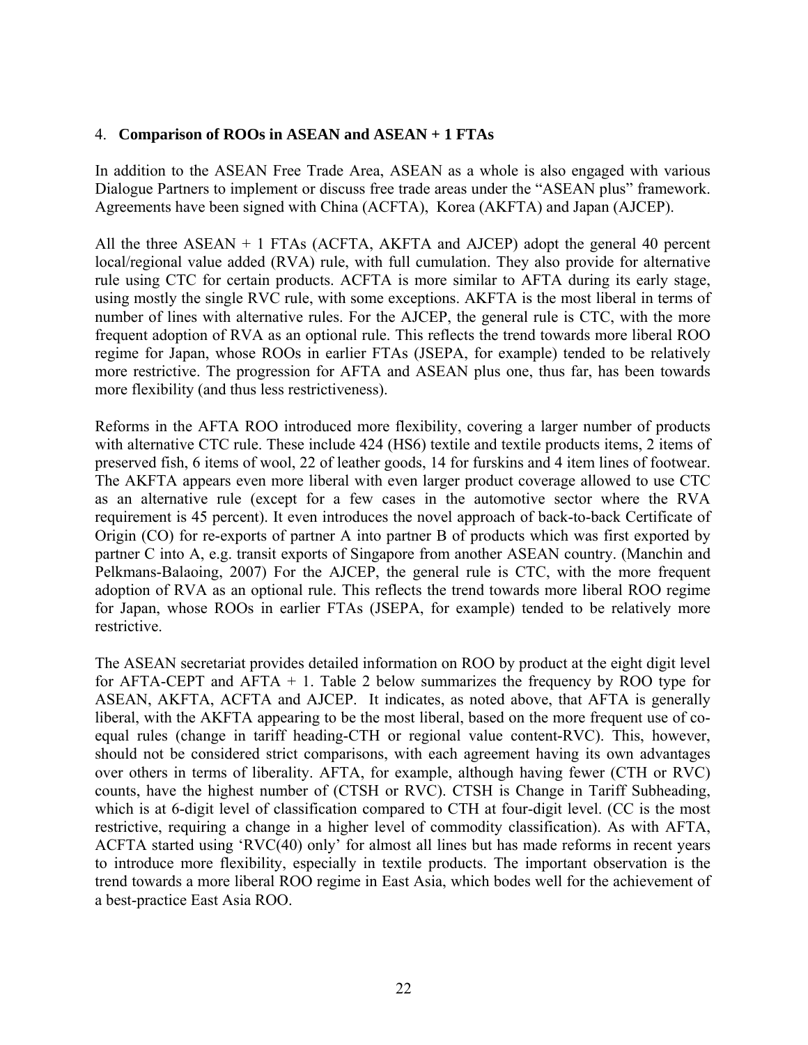## 4. **Comparison of ROOs in ASEAN and ASEAN + 1 FTAs**

In addition to the ASEAN Free Trade Area, ASEAN as a whole is also engaged with various Dialogue Partners to implement or discuss free trade areas under the "ASEAN plus" framework. Agreements have been signed with China (ACFTA), Korea (AKFTA) and Japan (AJCEP).

All the three ASEAN + 1 FTAs (ACFTA, AKFTA and AJCEP) adopt the general 40 percent local/regional value added (RVA) rule, with full cumulation. They also provide for alternative rule using CTC for certain products. ACFTA is more similar to AFTA during its early stage, using mostly the single RVC rule, with some exceptions. AKFTA is the most liberal in terms of number of lines with alternative rules. For the AJCEP, the general rule is CTC, with the more frequent adoption of RVA as an optional rule. This reflects the trend towards more liberal ROO regime for Japan, whose ROOs in earlier FTAs (JSEPA, for example) tended to be relatively more restrictive. The progression for AFTA and ASEAN plus one, thus far, has been towards more flexibility (and thus less restrictiveness).

Reforms in the AFTA ROO introduced more flexibility, covering a larger number of products with alternative CTC rule. These include 424 (HS6) textile and textile products items, 2 items of preserved fish, 6 items of wool, 22 of leather goods, 14 for furskins and 4 item lines of footwear. The AKFTA appears even more liberal with even larger product coverage allowed to use CTC as an alternative rule (except for a few cases in the automotive sector where the RVA requirement is 45 percent). It even introduces the novel approach of back-to-back Certificate of Origin (CO) for re-exports of partner A into partner B of products which was first exported by partner C into A, e.g. transit exports of Singapore from another ASEAN country. (Manchin and Pelkmans-Balaoing, 2007) For the AJCEP, the general rule is CTC, with the more frequent adoption of RVA as an optional rule. This reflects the trend towards more liberal ROO regime for Japan, whose ROOs in earlier FTAs (JSEPA, for example) tended to be relatively more restrictive.

The ASEAN secretariat provides detailed information on ROO by product at the eight digit level for AFTA-CEPT and AFTA + 1. Table 2 below summarizes the frequency by ROO type for ASEAN, AKFTA, ACFTA and AJCEP. It indicates, as noted above, that AFTA is generally liberal, with the AKFTA appearing to be the most liberal, based on the more frequent use of co-equal rules (change in tariff heading-CTH or regional value content-RVC). This, however, should not be considered strict comparisons, with each agreement having its own advantages over others in terms of liberality. AFTA, for example, although having fewer (CTH or RVC) counts, have the highest number of (CTSH or RVC). CTSH is Change in Tariff Subheading, which is at 6-digit level of classification compared to CTH at four-digit level. (CC is the most restrictive, requiring a change in a higher level of commodity classification). As with AFTA, ACFTA started using 'RVC(40) only' for almost all lines but has made reforms in recent years to introduce more flexibility, especially in textile products. The important observation is the trend towards a more liberal ROO regime in East Asia, which bodes well for the achievement of a best-practice East Asia ROO.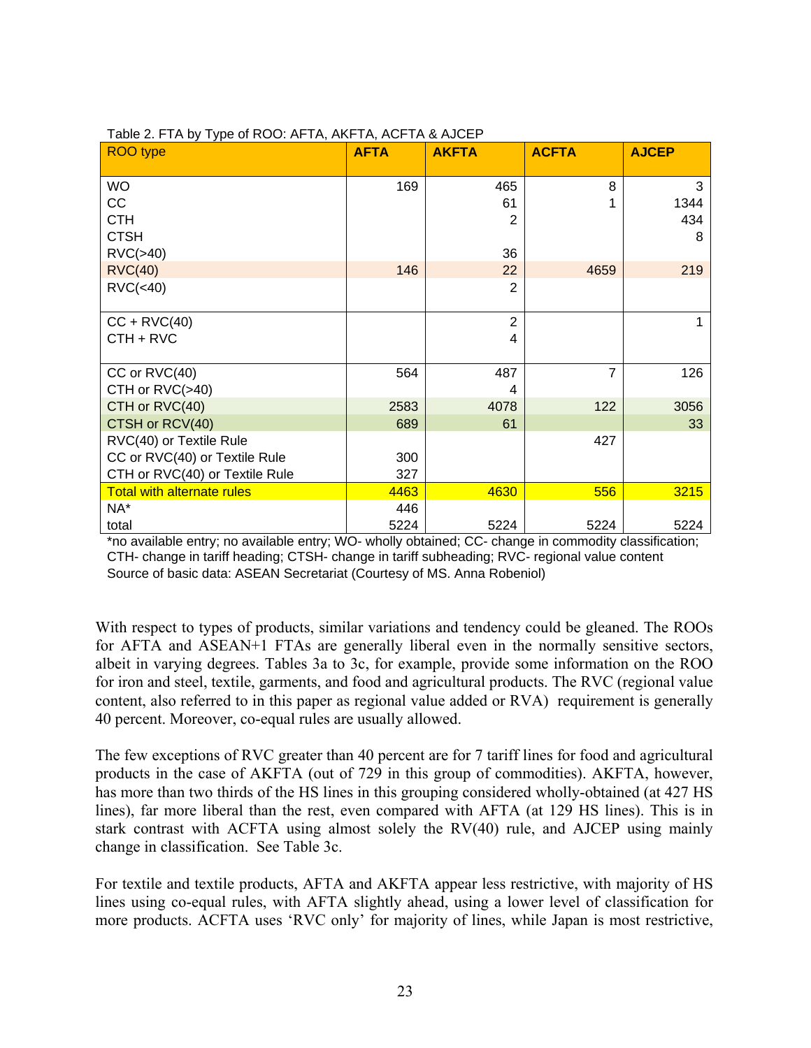Table 2. FTA by Type of ROO: AFTA, AKFTA, ACFTA & AJCEP

| ROO type | AFTA | AKFTA | ACFTA | AJCEP |
|---|---|---|---|---|
| WO | 169 | 465 | 8 | 3 |
| CC | | 61 | 1 | 1344 |
| CTH | | 2 | | 434 |
| CTSH | | | | 8 |
| RVC(>40) | | 36 | | |
| RVC(40) | 146 | 22 | 4659 | 219 |
| RVC(<40) | | 2 | | |
| CC + RVC(40) | | 2 | | 1 |
| CTH + RVC | | 4 | | |
| CC or RVC(40) | 564 | 487 | 7 | 126 |
| CTH or RVC(>40) | | 4 | | |
| CTH or RVC(40) | 2583 | 4078 | 122 | 3056 |
| CTSH or RCV(40) | 689 | 61 | | 33 |
| RVC(40) or Textile Rule | | | 427 | |
| CC or RVC(40) or Textile Rule | 300 | | | |
| CTH or RVC(40) or Textile Rule | 327 | | | |
| Total with alternate rules | 4463 | 4630 | 556 | 3215 |
| NA* | 446 | | | |
| total | 5224 | 5224 | 5224 | 5224 |

*no available entry; no available entry; WO- wholly obtained; CC- change in commodity classification; CTH- change in tariff heading; CTSH- change in tariff subheading; RVC- regional value content
Source of basic data: ASEAN Secretariat (Courtesy of MS. Anna Robeniol)

With respect to types of products, similar variations and tendency could be gleaned. The ROOs for AFTA and ASEAN+1 FTAs are generally liberal even in the normally sensitive sectors, albeit in varying degrees. Tables 3a to 3c, for example, provide some information on the ROO for iron and steel, textile, garments, and food and agricultural products. The RVC (regional value content, also referred to in this paper as regional value added or RVA) requirement is generally 40 percent. Moreover, co-equal rules are usually allowed.

The few exceptions of RVC greater than 40 percent are for 7 tariff lines for food and agricultural products in the case of AKFTA (out of 729 in this group of commodities). AKFTA, however, has more than two thirds of the HS lines in this grouping considered wholly-obtained (at 427 HS lines), far more liberal than the rest, even compared with AFTA (at 129 HS lines). This is in stark contrast with ACFTA using almost solely the RV(40) rule, and AJCEP using mainly change in classification. See Table 3c.

For textile and textile products, AFTA and AKFTA appear less restrictive, with majority of HS lines using co-equal rules, with AFTA slightly ahead, using a lower level of classification for more products. ACFTA uses 'RVC only' for majority of lines, while Japan is most restrictive,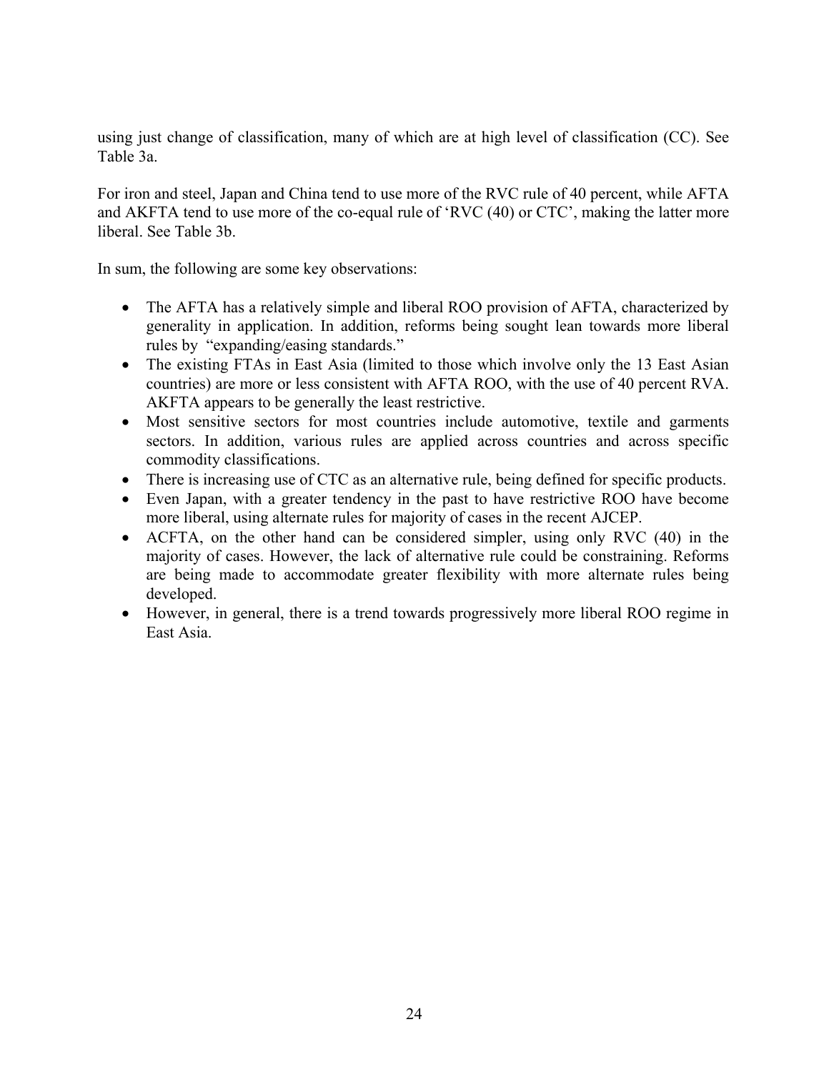using just change of classification, many of which are at high level of classification (CC). See Table 3a.

For iron and steel, Japan and China tend to use more of the RVC rule of 40 percent, while AFTA and AKFTA tend to use more of the co-equal rule of 'RVC (40) or CTC', making the latter more liberal. See Table 3b.

In sum, the following are some key observations:

- The AFTA has a relatively simple and liberal ROO provision of AFTA, characterized by generality in application. In addition, reforms being sought lean towards more liberal rules by "expanding/easing standards."
- The existing FTAs in East Asia (limited to those which involve only the 13 East Asian countries) are more or less consistent with AFTA ROO, with the use of 40 percent RVA. AKFTA appears to be generally the least restrictive.
- Most sensitive sectors for most countries include automotive, textile and garments sectors. In addition, various rules are applied across countries and across specific commodity classifications.
- There is increasing use of CTC as an alternative rule, being defined for specific products.
- Even Japan, with a greater tendency in the past to have restrictive ROO have become more liberal, using alternate rules for majority of cases in the recent AJCEP.
- ACFTA, on the other hand can be considered simpler, using only RVC (40) in the majority of cases. However, the lack of alternative rule could be constraining. Reforms are being made to accommodate greater flexibility with more alternate rules being developed.
- However, in general, there is a trend towards progressively more liberal ROO regime in East Asia.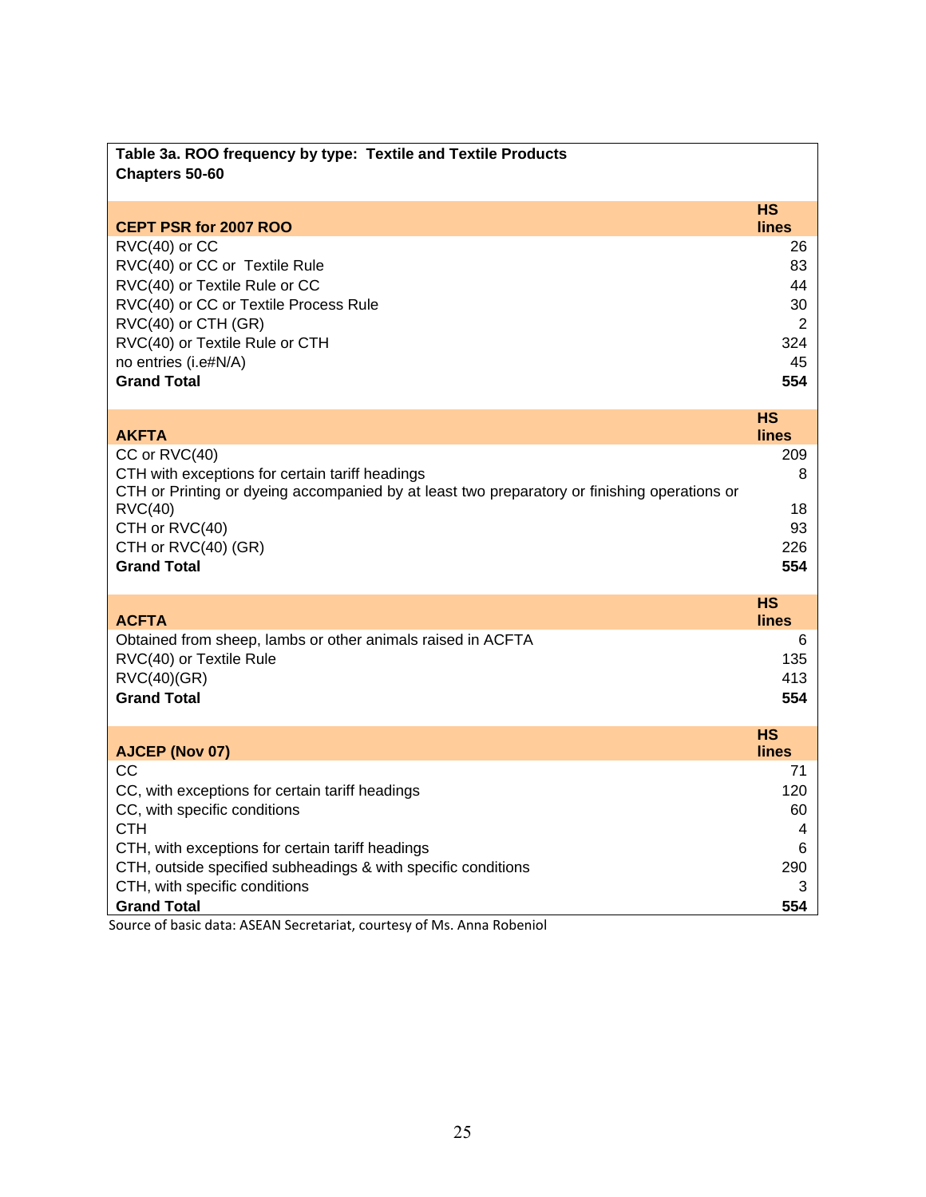**Table 3a. ROO frequency by type: Textile and Textile Products Chapters 50-60**

| CEPT PSR for 2007 ROO | HS lines |
|---|---|
| RVC(40) or CC | 26 |
| RVC(40) or CC or Textile Rule | 83 |
| RVC(40) or Textile Rule or CC | 44 |
| RVC(40) or CC or Textile Process Rule | 30 |
| RVC(40) or CTH (GR) | 2 |
| RVC(40) or Textile Rule or CTH | 324 |
| no entries (i.e#N/A) | 45 |
| **Grand Total** | **554** |

| AKFTA | HS lines |
|---|---|
| CC or RVC(40) | 209 |
| CTH with exceptions for certain tariff headings | 8 |
| CTH or Printing or dyeing accompanied by at least two preparatory or finishing operations or RVC(40) | 18 |
| CTH or RVC(40) | 93 |
| CTH or RVC(40) (GR) | 226 |
| **Grand Total** | **554** |

| ACFTA | HS lines |
|---|---|
| Obtained from sheep, lambs or other animals raised in ACFTA | 6 |
| RVC(40) or Textile Rule | 135 |
| RVC(40)(GR) | 413 |
| **Grand Total** | **554** |

| AJCEP (Nov 07) | HS lines |
|---|---|
| CC | 71 |
| CC, with exceptions for certain tariff headings | 120 |
| CC, with specific conditions | 60 |
| CTH | 4 |
| CTH, with exceptions for certain tariff headings | 6 |
| CTH, outside specified subheadings & with specific conditions | 290 |
| CTH, with specific conditions | 3 |
| **Grand Total** | **554** |

Source of basic data: ASEAN Secretariat, courtesy of Ms. Anna Robeniol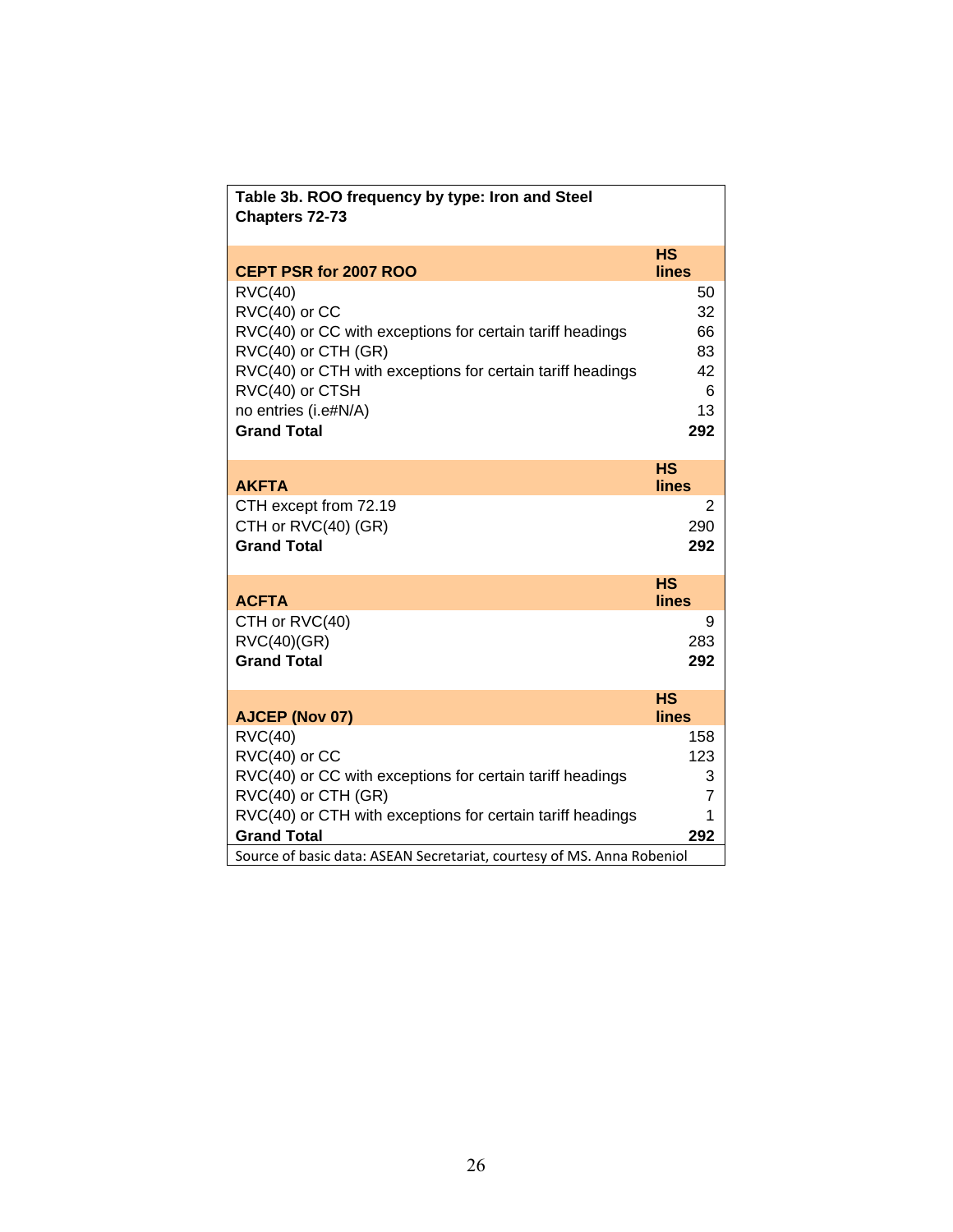**Table 3b. ROO frequency by type: Iron and Steel Chapters 72-73**

| CEPT PSR for 2007 ROO | HS lines |
|---|---|
| RVC(40) | 50 |
| RVC(40) or CC | 32 |
| RVC(40) or CC with exceptions for certain tariff headings | 66 |
| RVC(40) or CTH (GR) | 83 |
| RVC(40) or CTH with exceptions for certain tariff headings | 42 |
| RVC(40) or CTSH | 6 |
| no entries (i.e#N/A) | 13 |
| **Grand Total** | **292** |

| AKFTA | HS lines |
|---|---|
| CTH except from 72.19 | 2 |
| CTH or RVC(40) (GR) | 290 |
| **Grand Total** | **292** |

| ACFTA | HS lines |
|---|---|
| CTH or RVC(40) | 9 |
| RVC(40)(GR) | 283 |
| **Grand Total** | **292** |

| AJCEP (Nov 07) | HS lines |
|---|---|
| RVC(40) | 158 |
| RVC(40) or CC | 123 |
| RVC(40) or CC with exceptions for certain tariff headings | 3 |
| RVC(40) or CTH (GR) | 7 |
| RVC(40) or CTH with exceptions for certain tariff headings | 1 |
| **Grand Total** | **292** |

Source of basic data: ASEAN Secretariat, courtesy of MS. Anna Robeniol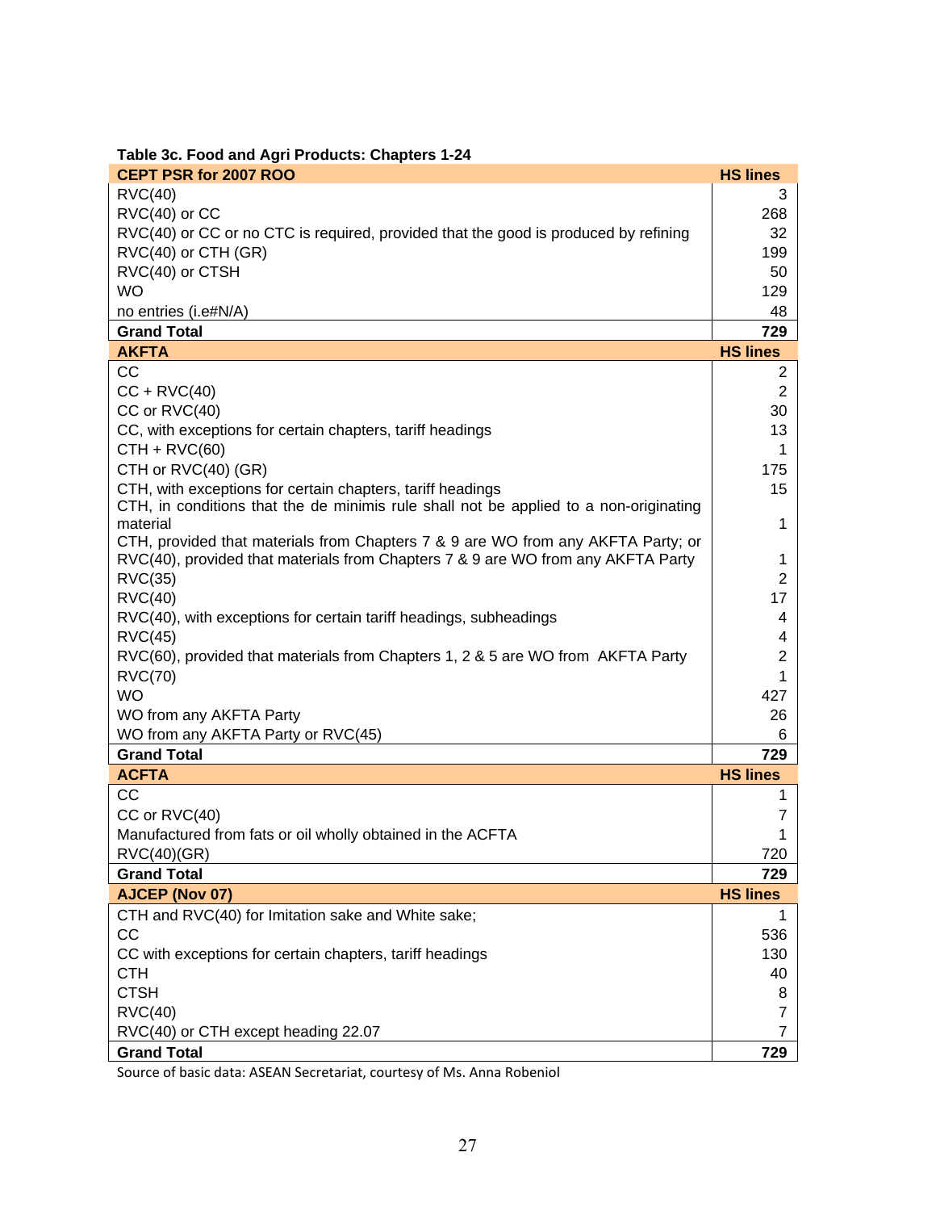**Table 3c. Food and Agri Products: Chapters 1-24**

| CEPT PSR for 2007 ROO | HS lines |
|---|---|
| RVC(40) | 3 |
| RVC(40) or CC | 268 |
| RVC(40) or CC or no CTC is required, provided that the good is produced by refining | 32 |
| RVC(40) or CTH (GR) | 199 |
| RVC(40) or CTSH | 50 |
| WO | 129 |
| no entries (i.e#N/A) | 48 |
| **Grand Total** | **729** |
| **AKFTA** | **HS lines** |
| CC | 2 |
| CC + RVC(40) | 2 |
| CC or RVC(40) | 30 |
| CC, with exceptions for certain chapters, tariff headings | 13 |
| CTH + RVC(60) | 1 |
| CTH or RVC(40) (GR) | 175 |
| CTH, with exceptions for certain chapters, tariff headings | 15 |
| CTH, in conditions that the de minimis rule shall not be applied to a non-originating material | 1 |
| CTH, provided that materials from Chapters 7 & 9 are WO from any AKFTA Party; or RVC(40), provided that materials from Chapters 7 & 9 are WO from any AKFTA Party | 1 |
| RVC(35) | 2 |
| RVC(40) | 17 |
| RVC(40), with exceptions for certain tariff headings, subheadings | 4 |
| RVC(45) | 4 |
| RVC(60), provided that materials from Chapters 1, 2 & 5 are WO from AKFTA Party | 2 |
| RVC(70) | 1 |
| WO | 427 |
| WO from any AKFTA Party | 26 |
| WO from any AKFTA Party or RVC(45) | 6 |
| **Grand Total** | **729** |
| **ACFTA** | **HS lines** |
| CC | 1 |
| CC or RVC(40) | 7 |
| Manufactured from fats or oil wholly obtained in the ACFTA | 1 |
| RVC(40)(GR) | 720 |
| **Grand Total** | **729** |
| **AJCEP (Nov 07)** | **HS lines** |
| CTH and RVC(40) for Imitation sake and White sake; | 1 |
| CC | 536 |
| CC with exceptions for certain chapters, tariff headings | 130 |
| CTH | 40 |
| CTSH | 8 |
| RVC(40) | 7 |
| RVC(40) or CTH except heading 22.07 | 7 |
| **Grand Total** | **729** |

Source of basic data: ASEAN Secretariat, courtesy of Ms. Anna Robeniol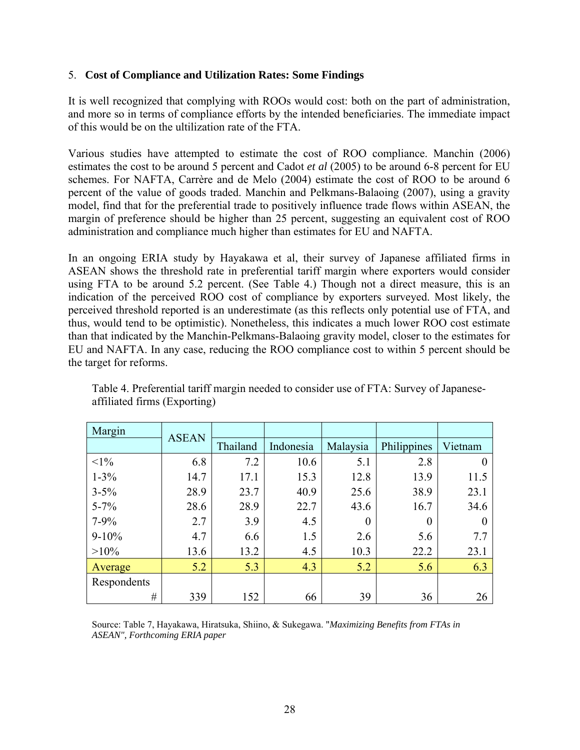5. **Cost of Compliance and Utilization Rates: Some Findings**

It is well recognized that complying with ROOs would cost: both on the part of administration, and more so in terms of compliance efforts by the intended beneficiaries. The immediate impact of this would be on the ultilization rate of the FTA.

Various studies have attempted to estimate the cost of ROO compliance. Manchin (2006) estimates the cost to be around 5 percent and Cadot *et al* (2005) to be around 6-8 percent for EU schemes. For NAFTA, Carrère and de Melo (2004) estimate the cost of ROO to be around 6 percent of the value of goods traded. Manchin and Pelkmans-Balaoing (2007), using a gravity model, find that for the preferential trade to positively influence trade flows within ASEAN, the margin of preference should be higher than 25 percent, suggesting an equivalent cost of ROO administration and compliance much higher than estimates for EU and NAFTA.

In an ongoing ERIA study by Hayakawa et al, their survey of Japanese affiliated firms in ASEAN shows the threshold rate in preferential tariff margin where exporters would consider using FTA to be around 5.2 percent. (See Table 4.) Though not a direct measure, this is an indication of the perceived ROO cost of compliance by exporters surveyed. Most likely, the perceived threshold reported is an underestimate (as this reflects only potential use of FTA, and thus, would tend to be optimistic). Nonetheless, this indicates a much lower ROO cost estimate than that indicated by the Manchin-Pelkmans-Balaoing gravity model, closer to the estimates for EU and NAFTA. In any case, reducing the ROO compliance cost to within 5 percent should be the target for reforms.

Table 4. Preferential tariff margin needed to consider use of FTA: Survey of Japanese-affiliated firms (Exporting)

| Margin | ASEAN | Thailand | Indonesia | Malaysia | Philippines | Vietnam |
|---|---|---|---|---|---|---|
| <1% | 6.8 | 7.2 | 10.6 | 5.1 | 2.8 | 0 |
| 1-3% | 14.7 | 17.1 | 15.3 | 12.8 | 13.9 | 11.5 |
| 3-5% | 28.9 | 23.7 | 40.9 | 25.6 | 38.9 | 23.1 |
| 5-7% | 28.6 | 28.9 | 22.7 | 43.6 | 16.7 | 34.6 |
| 7-9% | 2.7 | 3.9 | 4.5 | 0 | 0 | 0 |
| 9-10% | 4.7 | 6.6 | 1.5 | 2.6 | 5.6 | 7.7 |
| >10% | 13.6 | 13.2 | 4.5 | 10.3 | 22.2 | 23.1 |
| Average | 5.2 | 5.3 | 4.3 | 5.2 | 5.6 | 6.3 |
| Respondents # | 339 | 152 | 66 | 39 | 36 | 26 |

Source: Table 7, Hayakawa, Hiratsuka, Shiino, & Sukegawa. "*Maximizing Benefits from FTAs in ASEAN", Forthcoming ERIA paper*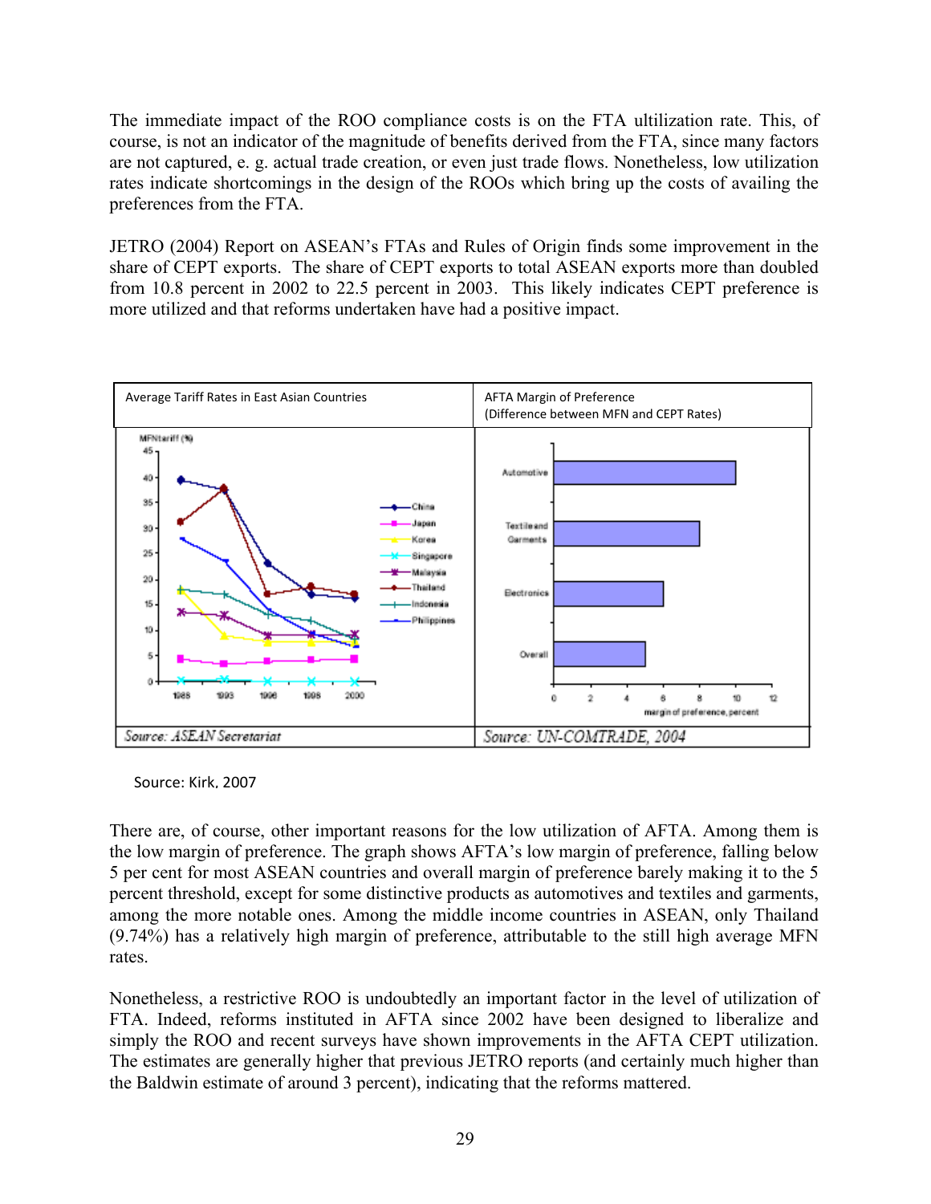The immediate impact of the ROO compliance costs is on the FTA ultilization rate. This, of course, is not an indicator of the magnitude of benefits derived from the FTA, since many factors are not captured, e. g. actual trade creation, or even just trade flows. Nonetheless, low utilization rates indicate shortcomings in the design of the ROOs which bring up the costs of availing the preferences from the FTA.

JETRO (2004) Report on ASEAN's FTAs and Rules of Origin finds some improvement in the share of CEPT exports. The share of CEPT exports to total ASEAN exports more than doubled from 10.8 percent in 2002 to 22.5 percent in 2003. This likely indicates CEPT preference is more utilized and that reforms undertaken have had a positive impact.

| Average Tariff Rates in East Asian Countries | AFTA Margin of Preference (Difference between MFN and CEPT Rates) |
| --- | --- |
| Source: ASEAN Secretariat | Source: UN-COMTRADE, 2004 |

Source: Kirk, 2007

There are, of course, other important reasons for the low utilization of AFTA. Among them is the low margin of preference. The graph shows AFTA's low margin of preference, falling below 5 per cent for most ASEAN countries and overall margin of preference barely making it to the 5 percent threshold, except for some distinctive products as automotives and textiles and garments, among the more notable ones. Among the middle income countries in ASEAN, only Thailand (9.74%) has a relatively high margin of preference, attributable to the still high average MFN rates.

Nonetheless, a restrictive ROO is undoubtedly an important factor in the level of utilization of FTA. Indeed, reforms instituted in AFTA since 2002 have been designed to liberalize and simply the ROO and recent surveys have shown improvements in the AFTA CEPT utilization. The estimates are generally higher that previous JETRO reports (and certainly much higher than the Baldwin estimate of around 3 percent), indicating that the reforms mattered.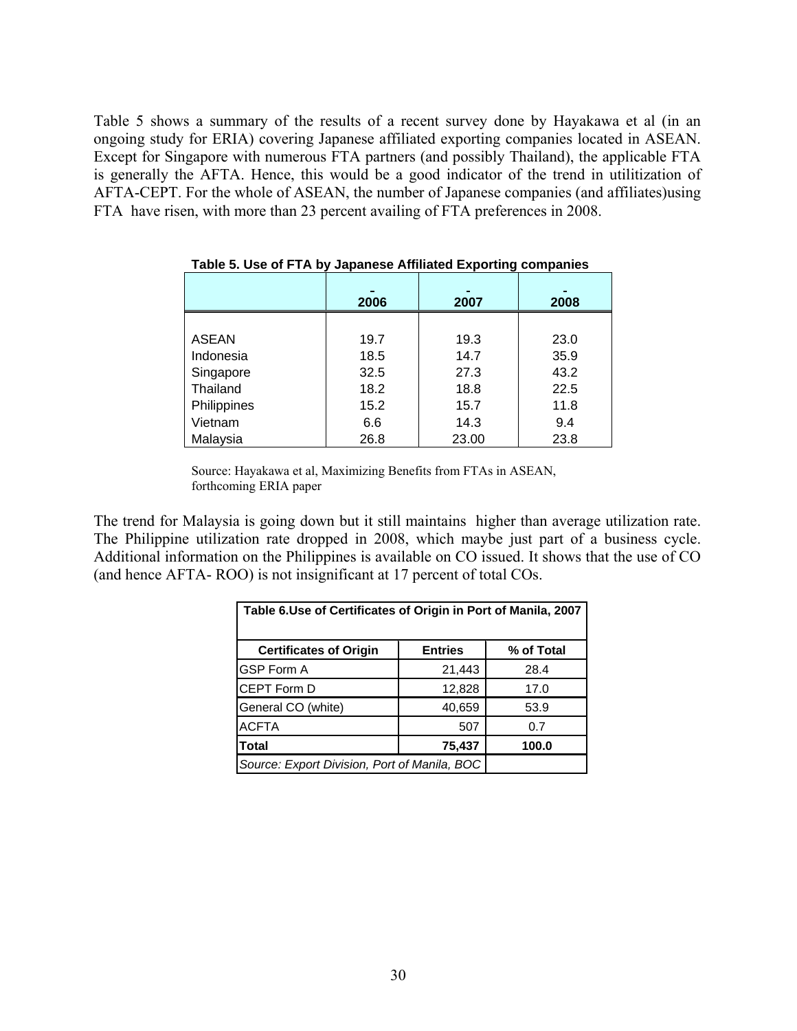Table 5 shows a summary of the results of a recent survey done by Hayakawa et al (in an ongoing study for ERIA) covering Japanese affiliated exporting companies located in ASEAN. Except for Singapore with numerous FTA partners (and possibly Thailand), the applicable FTA is generally the AFTA. Hence, this would be a good indicator of the trend in utilitization of AFTA-CEPT. For the whole of ASEAN, the number of Japanese companies (and affiliates)using FTA have risen, with more than 23 percent availing of FTA preferences in 2008.

**Table 5. Use of FTA by Japanese Affiliated Exporting companies**

| | 2006 | 2007 | 2008 |
|---|---|---|---|
| ASEAN | 19.7 | 19.3 | 23.0 |
| Indonesia | 18.5 | 14.7 | 35.9 |
| Singapore | 32.5 | 27.3 | 43.2 |
| Thailand | 18.2 | 18.8 | 22.5 |
| Philippines | 15.2 | 15.7 | 11.8 |
| Vietnam | 6.6 | 14.3 | 9.4 |
| Malaysia | 26.8 | 23.00 | 23.8 |

Source: Hayakawa et al, Maximizing Benefits from FTAs in ASEAN, forthcoming ERIA paper

The trend for Malaysia is going down but it still maintains higher than average utilization rate. The Philippine utilization rate dropped in 2008, which maybe just part of a business cycle. Additional information on the Philippines is available on CO issued. It shows that the use of CO (and hence AFTA- ROO) is not insignificant at 17 percent of total COs.

**Table 6.Use of Certificates of Origin in Port of Manila, 2007**

| Certificates of Origin | Entries | % of Total |
|---|---|---|
| GSP Form A | 21,443 | 28.4 |
| CEPT Form D | 12,828 | 17.0 |
| General CO (white) | 40,659 | 53.9 |
| ACFTA | 507 | 0.7 |
| **Total** | **75,437** | **100.0** |

*Source: Export Division, Port of Manila, BOC*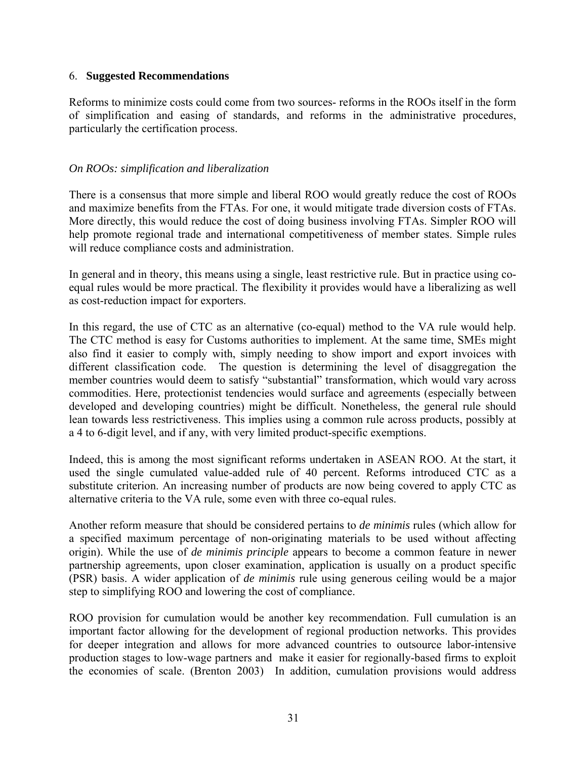## 6. **Suggested Recommendations**

Reforms to minimize costs could come from two sources- reforms in the ROOs itself in the form of simplification and easing of standards, and reforms in the administrative procedures, particularly the certification process.

*On ROOs: simplification and liberalization*

There is a consensus that more simple and liberal ROO would greatly reduce the cost of ROOs and maximize benefits from the FTAs. For one, it would mitigate trade diversion costs of FTAs. More directly, this would reduce the cost of doing business involving FTAs. Simpler ROO will help promote regional trade and international competitiveness of member states. Simple rules will reduce compliance costs and administration.

In general and in theory, this means using a single, least restrictive rule. But in practice using co-equal rules would be more practical. The flexibility it provides would have a liberalizing as well as cost-reduction impact for exporters.

In this regard, the use of CTC as an alternative (co-equal) method to the VA rule would help. The CTC method is easy for Customs authorities to implement. At the same time, SMEs might also find it easier to comply with, simply needing to show import and export invoices with different classification code. The question is determining the level of disaggregation the member countries would deem to satisfy "substantial" transformation, which would vary across commodities. Here, protectionist tendencies would surface and agreements (especially between developed and developing countries) might be difficult. Nonetheless, the general rule should lean towards less restrictiveness. This implies using a common rule across products, possibly at a 4 to 6-digit level, and if any, with very limited product-specific exemptions.

Indeed, this is among the most significant reforms undertaken in ASEAN ROO. At the start, it used the single cumulated value-added rule of 40 percent. Reforms introduced CTC as a substitute criterion. An increasing number of products are now being covered to apply CTC as alternative criteria to the VA rule, some even with three co-equal rules.

Another reform measure that should be considered pertains to *de minimis* rules (which allow for a specified maximum percentage of non-originating materials to be used without affecting origin). While the use of *de minimis principle* appears to become a common feature in newer partnership agreements, upon closer examination, application is usually on a product specific (PSR) basis. A wider application of *de minimis* rule using generous ceiling would be a major step to simplifying ROO and lowering the cost of compliance.

ROO provision for cumulation would be another key recommendation. Full cumulation is an important factor allowing for the development of regional production networks. This provides for deeper integration and allows for more advanced countries to outsource labor-intensive production stages to low-wage partners and make it easier for regionally-based firms to exploit the economies of scale. (Brenton 2003) In addition, cumulation provisions would address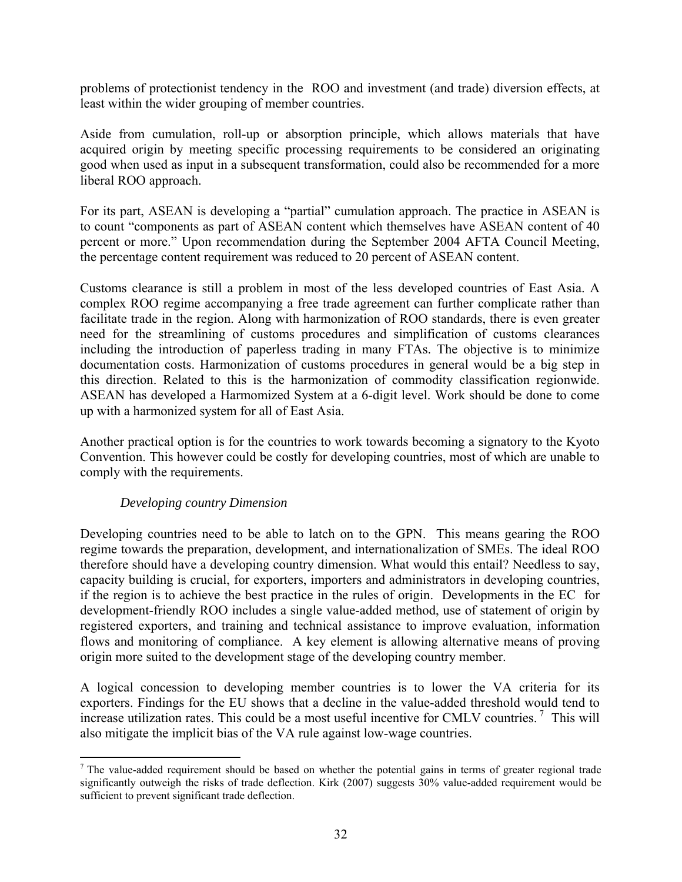problems of protectionist tendency in the ROO and investment (and trade) diversion effects, at least within the wider grouping of member countries.

Aside from cumulation, roll-up or absorption principle, which allows materials that have acquired origin by meeting specific processing requirements to be considered an originating good when used as input in a subsequent transformation, could also be recommended for a more liberal ROO approach.

For its part, ASEAN is developing a "partial" cumulation approach. The practice in ASEAN is to count "components as part of ASEAN content which themselves have ASEAN content of 40 percent or more." Upon recommendation during the September 2004 AFTA Council Meeting, the percentage content requirement was reduced to 20 percent of ASEAN content.

Customs clearance is still a problem in most of the less developed countries of East Asia. A complex ROO regime accompanying a free trade agreement can further complicate rather than facilitate trade in the region. Along with harmonization of ROO standards, there is even greater need for the streamlining of customs procedures and simplification of customs clearances including the introduction of paperless trading in many FTAs. The objective is to minimize documentation costs. Harmonization of customs procedures in general would be a big step in this direction. Related to this is the harmonization of commodity classification regionwide. ASEAN has developed a Harmomized System at a 6-digit level. Work should be done to come up with a harmonized system for all of East Asia.

Another practical option is for the countries to work towards becoming a signatory to the Kyoto Convention. This however could be costly for developing countries, most of which are unable to comply with the requirements.

*Developing country Dimension*

Developing countries need to be able to latch on to the GPN. This means gearing the ROO regime towards the preparation, development, and internationalization of SMEs. The ideal ROO therefore should have a developing country dimension. What would this entail? Needless to say, capacity building is crucial, for exporters, importers and administrators in developing countries, if the region is to achieve the best practice in the rules of origin. Developments in the EC for development-friendly ROO includes a single value-added method, use of statement of origin by registered exporters, and training and technical assistance to improve evaluation, information flows and monitoring of compliance. A key element is allowing alternative means of proving origin more suited to the development stage of the developing country member.

A logical concession to developing member countries is to lower the VA criteria for its exporters. Findings for the EU shows that a decline in the value-added threshold would tend to increase utilization rates. This could be a most useful incentive for CMLV countries.[7] This will also mitigate the implicit bias of the VA rule against low-wage countries.

[7] The value-added requirement should be based on whether the potential gains in terms of greater regional trade significantly outweigh the risks of trade deflection. Kirk (2007) suggests 30% value-added requirement would be sufficient to prevent significant trade deflection.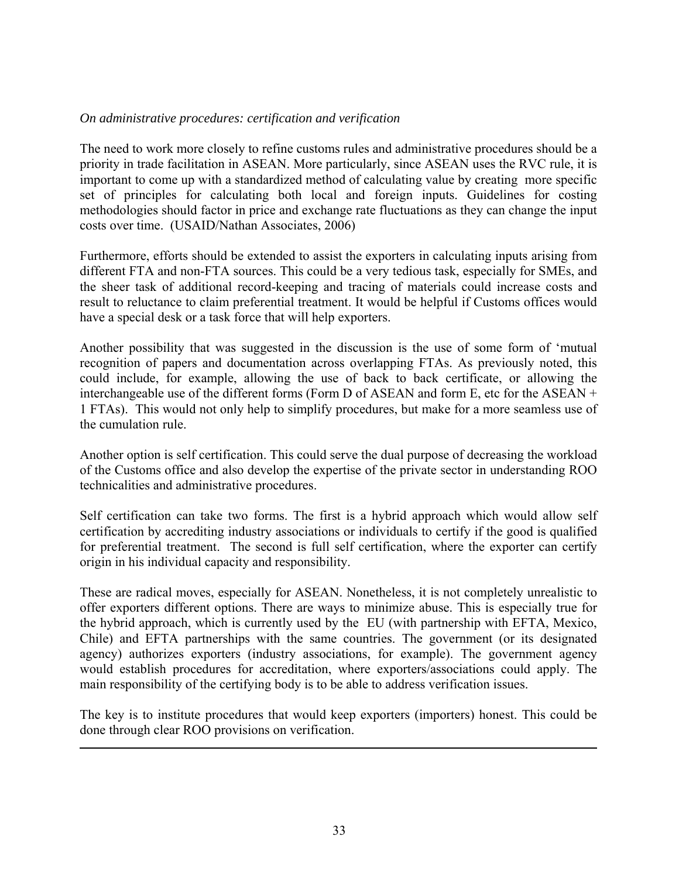*On administrative procedures: certification and verification*

The need to work more closely to refine customs rules and administrative procedures should be a priority in trade facilitation in ASEAN. More particularly, since ASEAN uses the RVC rule, it is important to come up with a standardized method of calculating value by creating more specific set of principles for calculating both local and foreign inputs. Guidelines for costing methodologies should factor in price and exchange rate fluctuations as they can change the input costs over time. (USAID/Nathan Associates, 2006)

Furthermore, efforts should be extended to assist the exporters in calculating inputs arising from different FTA and non-FTA sources. This could be a very tedious task, especially for SMEs, and the sheer task of additional record-keeping and tracing of materials could increase costs and result to reluctance to claim preferential treatment. It would be helpful if Customs offices would have a special desk or a task force that will help exporters.

Another possibility that was suggested in the discussion is the use of some form of 'mutual recognition of papers and documentation across overlapping FTAs. As previously noted, this could include, for example, allowing the use of back to back certificate, or allowing the interchangeable use of the different forms (Form D of ASEAN and form E, etc for the ASEAN + 1 FTAs). This would not only help to simplify procedures, but make for a more seamless use of the cumulation rule.

Another option is self certification. This could serve the dual purpose of decreasing the workload of the Customs office and also develop the expertise of the private sector in understanding ROO technicalities and administrative procedures.

Self certification can take two forms. The first is a hybrid approach which would allow self certification by accrediting industry associations or individuals to certify if the good is qualified for preferential treatment. The second is full self certification, where the exporter can certify origin in his individual capacity and responsibility.

These are radical moves, especially for ASEAN. Nonetheless, it is not completely unrealistic to offer exporters different options. There are ways to minimize abuse. This is especially true for the hybrid approach, which is currently used by the EU (with partnership with EFTA, Mexico, Chile) and EFTA partnerships with the same countries. The government (or its designated agency) authorizes exporters (industry associations, for example). The government agency would establish procedures for accreditation, where exporters/associations could apply. The main responsibility of the certifying body is to be able to address verification issues.

The key is to institute procedures that would keep exporters (importers) honest. This could be done through clear ROO provisions on verification.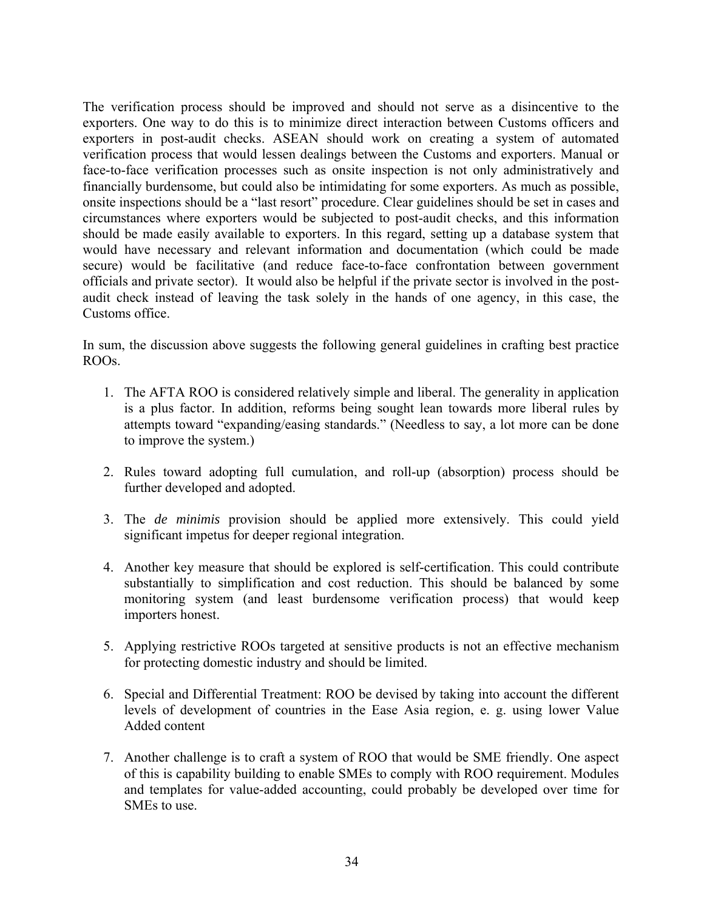The verification process should be improved and should not serve as a disincentive to the exporters. One way to do this is to minimize direct interaction between Customs officers and exporters in post-audit checks. ASEAN should work on creating a system of automated verification process that would lessen dealings between the Customs and exporters. Manual or face-to-face verification processes such as onsite inspection is not only administratively and financially burdensome, but could also be intimidating for some exporters. As much as possible, onsite inspections should be a "last resort" procedure. Clear guidelines should be set in cases and circumstances where exporters would be subjected to post-audit checks, and this information should be made easily available to exporters. In this regard, setting up a database system that would have necessary and relevant information and documentation (which could be made secure) would be facilitative (and reduce face-to-face confrontation between government officials and private sector). It would also be helpful if the private sector is involved in the post-audit check instead of leaving the task solely in the hands of one agency, in this case, the Customs office.

In sum, the discussion above suggests the following general guidelines in crafting best practice ROOs.

1. The AFTA ROO is considered relatively simple and liberal. The generality in application is a plus factor. In addition, reforms being sought lean towards more liberal rules by attempts toward "expanding/easing standards." (Needless to say, a lot more can be done to improve the system.)

2. Rules toward adopting full cumulation, and roll-up (absorption) process should be further developed and adopted.

3. The *de minimis* provision should be applied more extensively. This could yield significant impetus for deeper regional integration.

4. Another key measure that should be explored is self-certification. This could contribute substantially to simplification and cost reduction. This should be balanced by some monitoring system (and least burdensome verification process) that would keep importers honest.

5. Applying restrictive ROOs targeted at sensitive products is not an effective mechanism for protecting domestic industry and should be limited.

6. Special and Differential Treatment: ROO be devised by taking into account the different levels of development of countries in the Ease Asia region, e. g. using lower Value Added content

7. Another challenge is to craft a system of ROO that would be SME friendly. One aspect of this is capability building to enable SMEs to comply with ROO requirement. Modules and templates for value-added accounting, could probably be developed over time for SMEs to use.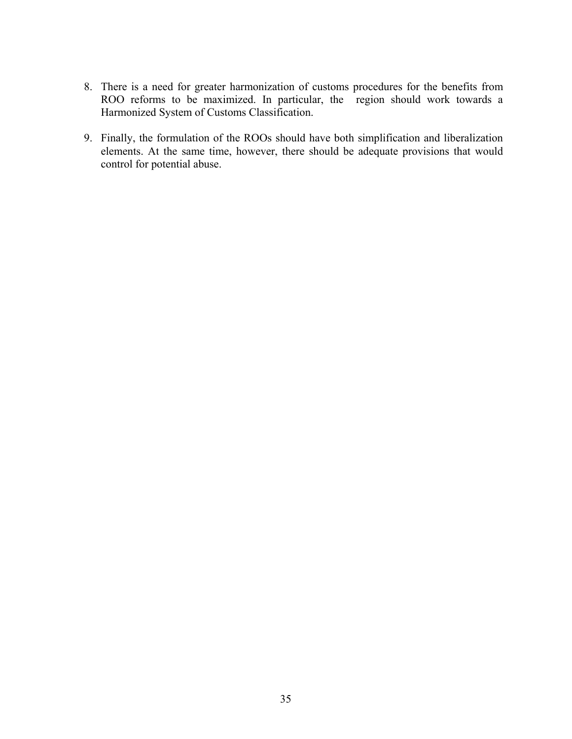8. There is a need for greater harmonization of customs procedures for the benefits from ROO reforms to be maximized. In particular, the region should work towards a Harmonized System of Customs Classification.

9. Finally, the formulation of the ROOs should have both simplification and liberalization elements. At the same time, however, there should be adequate provisions that would control for potential abuse.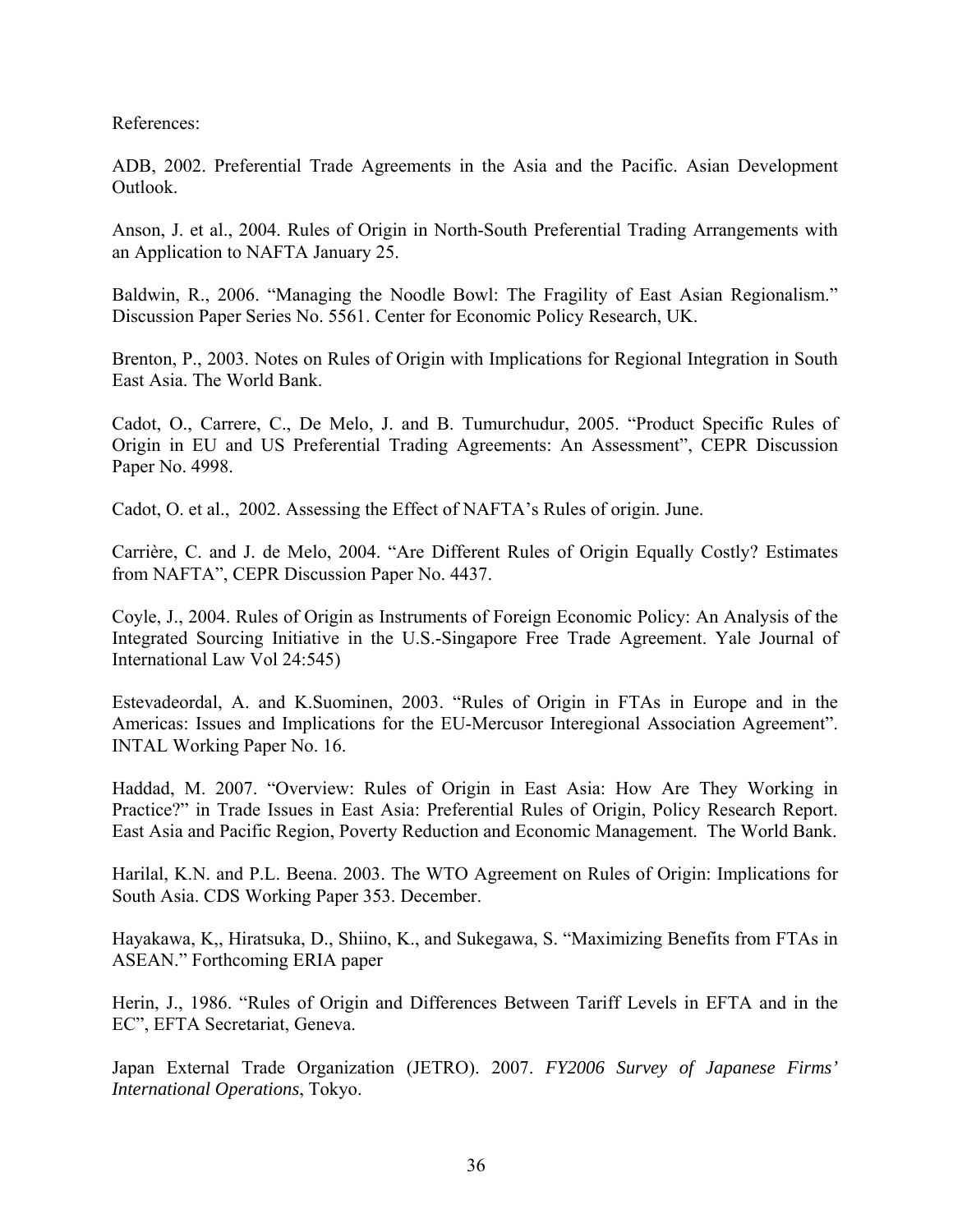References:

ADB, 2002. Preferential Trade Agreements in the Asia and the Pacific. Asian Development Outlook.

Anson, J. et al., 2004. Rules of Origin in North-South Preferential Trading Arrangements with an Application to NAFTA January 25.

Baldwin, R., 2006. "Managing the Noodle Bowl: The Fragility of East Asian Regionalism." Discussion Paper Series No. 5561. Center for Economic Policy Research, UK.

Brenton, P., 2003. Notes on Rules of Origin with Implications for Regional Integration in South East Asia. The World Bank.

Cadot, O., Carrere, C., De Melo, J. and B. Tumurchudur, 2005. "Product Specific Rules of Origin in EU and US Preferential Trading Agreements: An Assessment", CEPR Discussion Paper No. 4998.

Cadot, O. et al., 2002. Assessing the Effect of NAFTA's Rules of origin. June.

Carrière, C. and J. de Melo, 2004. "Are Different Rules of Origin Equally Costly? Estimates from NAFTA", CEPR Discussion Paper No. 4437.

Coyle, J., 2004. Rules of Origin as Instruments of Foreign Economic Policy: An Analysis of the Integrated Sourcing Initiative in the U.S.-Singapore Free Trade Agreement. Yale Journal of International Law Vol 24:545)

Estevadeordal, A. and K.Suominen, 2003. "Rules of Origin in FTAs in Europe and in the Americas: Issues and Implications for the EU-Mercusor Interegional Association Agreement". INTAL Working Paper No. 16.

Haddad, M. 2007. "Overview: Rules of Origin in East Asia: How Are They Working in Practice?" in Trade Issues in East Asia: Preferential Rules of Origin, Policy Research Report. East Asia and Pacific Region, Poverty Reduction and Economic Management. The World Bank.

Harilal, K.N. and P.L. Beena. 2003. The WTO Agreement on Rules of Origin: Implications for South Asia. CDS Working Paper 353. December.

Hayakawa, K,, Hiratsuka, D., Shiino, K., and Sukegawa, S. "Maximizing Benefits from FTAs in ASEAN." Forthcoming ERIA paper

Herin, J., 1986. "Rules of Origin and Differences Between Tariff Levels in EFTA and in the EC", EFTA Secretariat, Geneva.

Japan External Trade Organization (JETRO). 2007. *FY2006 Survey of Japanese Firms' International Operations*, Tokyo.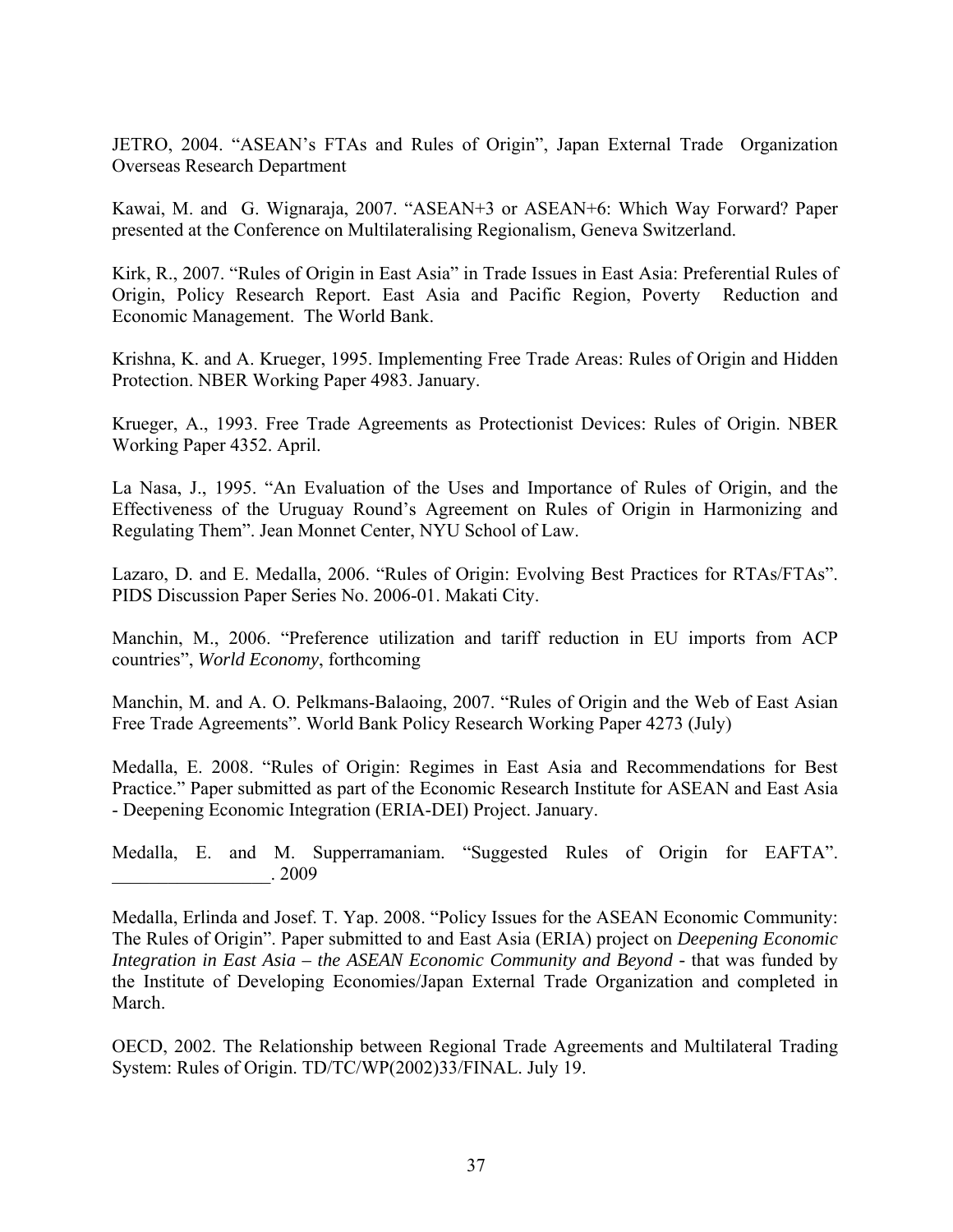JETRO, 2004. "ASEAN's FTAs and Rules of Origin", Japan External Trade Organization Overseas Research Department

Kawai, M. and G. Wignaraja, 2007. "ASEAN+3 or ASEAN+6: Which Way Forward? Paper presented at the Conference on Multilateralising Regionalism, Geneva Switzerland.

Kirk, R., 2007. "Rules of Origin in East Asia" in Trade Issues in East Asia: Preferential Rules of Origin, Policy Research Report. East Asia and Pacific Region, Poverty Reduction and Economic Management. The World Bank.

Krishna, K. and A. Krueger, 1995. Implementing Free Trade Areas: Rules of Origin and Hidden Protection. NBER Working Paper 4983. January.

Krueger, A., 1993. Free Trade Agreements as Protectionist Devices: Rules of Origin. NBER Working Paper 4352. April.

La Nasa, J., 1995. "An Evaluation of the Uses and Importance of Rules of Origin, and the Effectiveness of the Uruguay Round's Agreement on Rules of Origin in Harmonizing and Regulating Them". Jean Monnet Center, NYU School of Law.

Lazaro, D. and E. Medalla, 2006. "Rules of Origin: Evolving Best Practices for RTAs/FTAs". PIDS Discussion Paper Series No. 2006-01. Makati City.

Manchin, M., 2006. "Preference utilization and tariff reduction in EU imports from ACP countries", *World Economy*, forthcoming

Manchin, M. and A. O. Pelkmans-Balaoing, 2007. "Rules of Origin and the Web of East Asian Free Trade Agreements". World Bank Policy Research Working Paper 4273 (July)

Medalla, E. 2008. "Rules of Origin: Regimes in East Asia and Recommendations for Best Practice." Paper submitted as part of the Economic Research Institute for ASEAN and East Asia - Deepening Economic Integration (ERIA-DEI) Project. January.

Medalla, E. and M. Supperramaniam. "Suggested Rules of Origin for EAFTA". _________________. 2009

Medalla, Erlinda and Josef. T. Yap. 2008. "Policy Issues for the ASEAN Economic Community: The Rules of Origin". Paper submitted to and East Asia (ERIA) project on *Deepening Economic Integration in East Asia – the ASEAN Economic Community and Beyond* - that was funded by the Institute of Developing Economies/Japan External Trade Organization and completed in March.

OECD, 2002. The Relationship between Regional Trade Agreements and Multilateral Trading System: Rules of Origin. TD/TC/WP(2002)33/FINAL. July 19.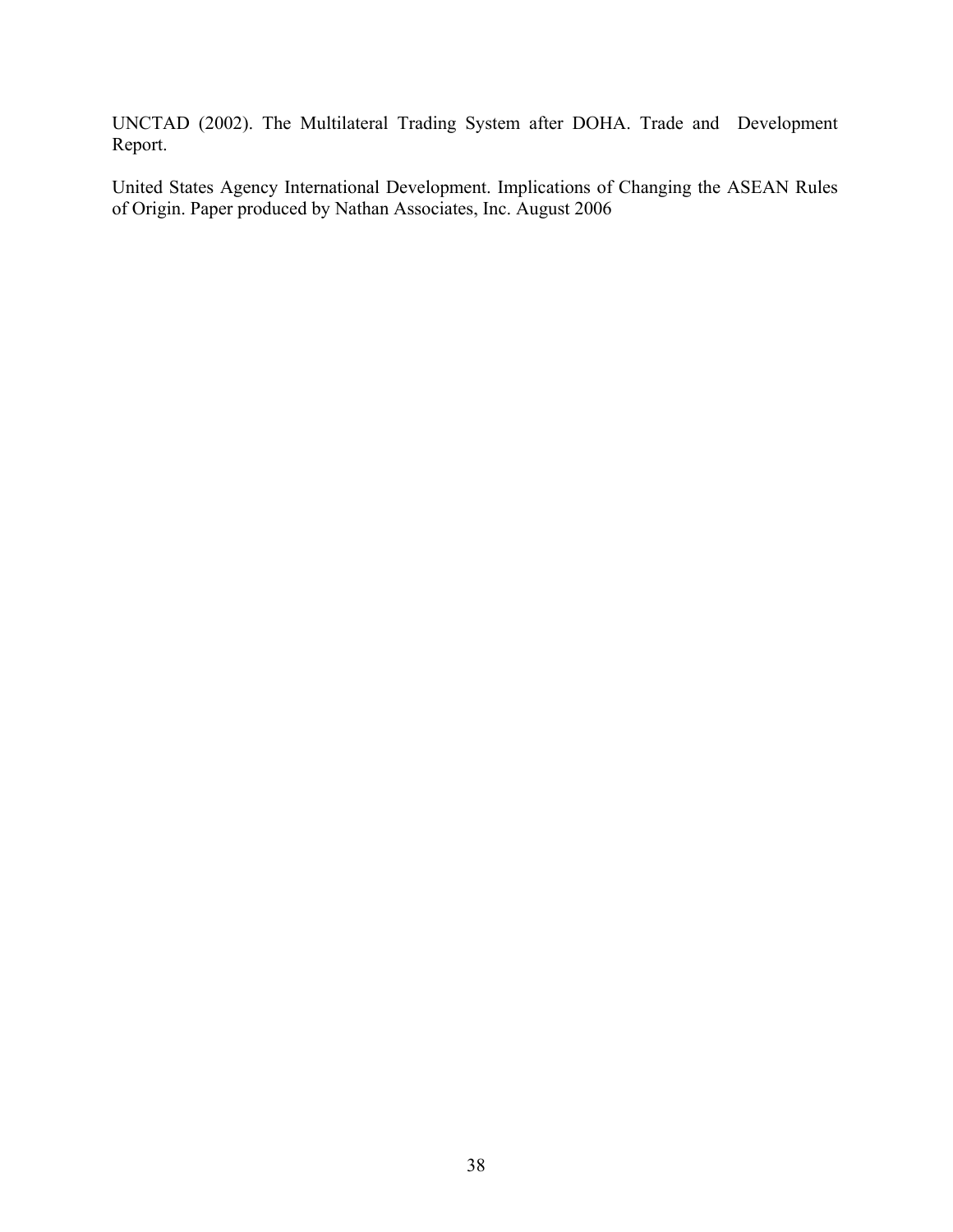UNCTAD (2002). The Multilateral Trading System after DOHA. Trade and Development Report.

United States Agency International Development. Implications of Changing the ASEAN Rules of Origin. Paper produced by Nathan Associates, Inc. August 2006